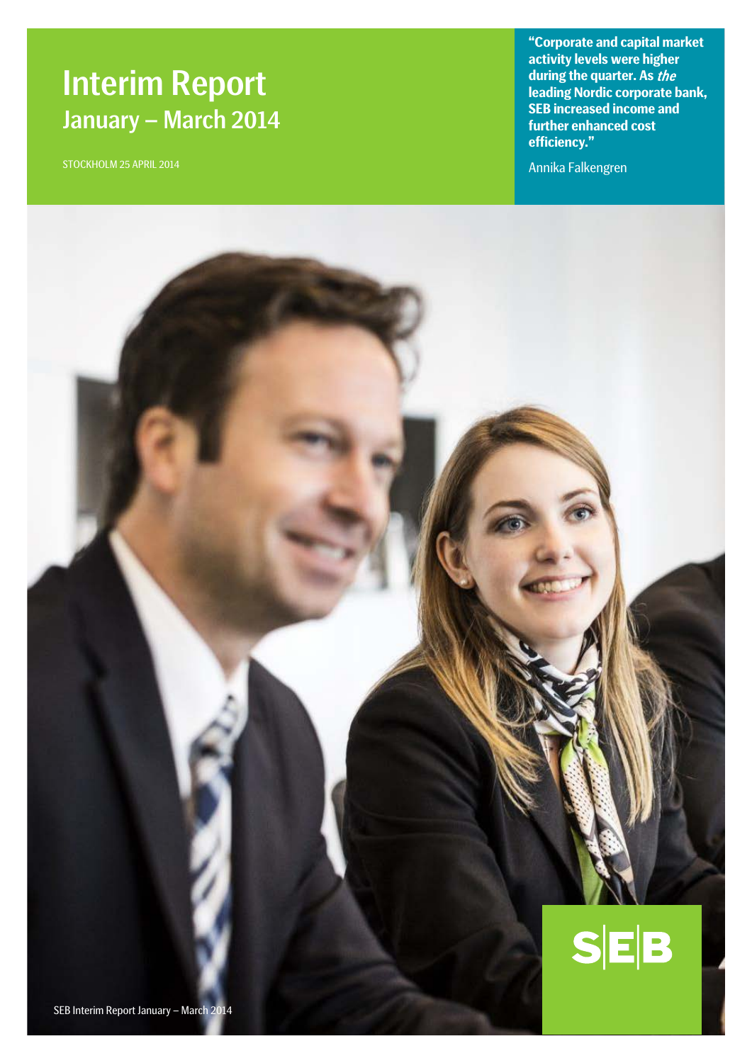# Interim Report
## January – March 2014

STOCKHOLM 25 APRIL 2014

**"Corporate and capital market activity levels were higher during the quarter. As *the* leading Nordic corporate bank, SEB increased income and further enhanced cost efficiency."**

Annika Falkengren

SEB Interim Report January – March 2014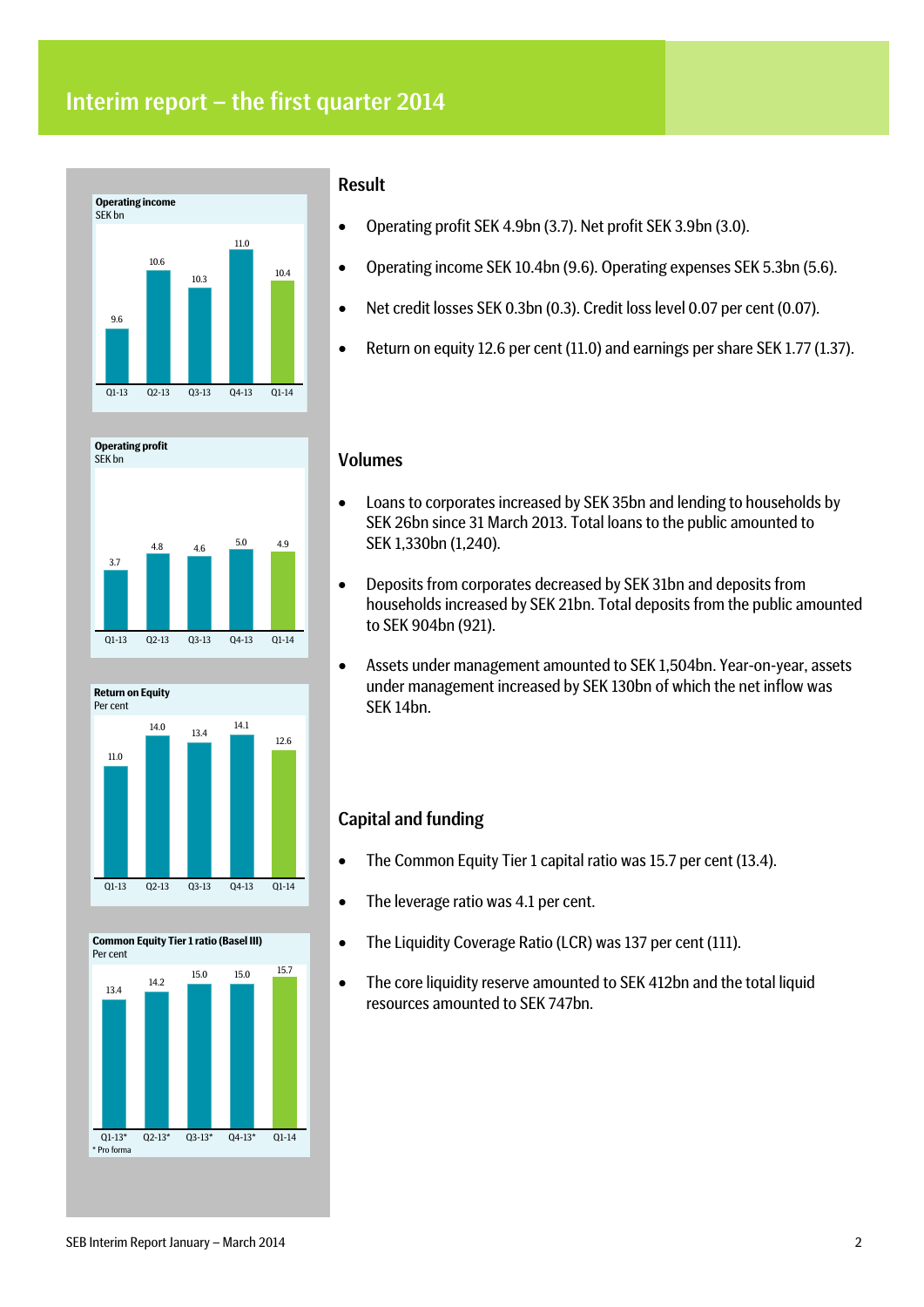# Interim report – the first quarter 2014

**Operating income**
SEK bn

| Q1-13 | Q2-13 | Q3-13 | Q4-13 | Q1-14 |
|---|---|---|---|---|
| 9.6 | 10.6 | 10.3 | 11.0 | 10.4 |

**Operating profit**
SEK bn

| Q1-13 | Q2-13 | Q3-13 | Q4-13 | Q1-14 |
|---|---|---|---|---|
| 3.7 | 4.8 | 4.6 | 5.0 | 4.9 |

**Return on Equity**
Per cent

| Q1-13 | Q2-13 | Q3-13 | Q4-13 | Q1-14 |
|---|---|---|---|---|
| 11.0 | 14.0 | 13.4 | 14.1 | 12.6 |

**Common Equity Tier 1 ratio (Basel III)**
Per cent

| Q1-13* | Q2-13* | Q3-13* | Q4-13* | Q1-14 |
|---|---|---|---|---|
| 13.4 | 14.2 | 15.0 | 15.0 | 15.7 |

\* Pro forma

## Result

- Operating profit SEK 4.9bn (3.7). Net profit SEK 3.9bn (3.0).
- Operating income SEK 10.4bn (9.6). Operating expenses SEK 5.3bn (5.6).
- Net credit losses SEK 0.3bn (0.3). Credit loss level 0.07 per cent (0.07).
- Return on equity 12.6 per cent (11.0) and earnings per share SEK 1.77 (1.37).

## Volumes

- Loans to corporates increased by SEK 35bn and lending to households by SEK 26bn since 31 March 2013. Total loans to the public amounted to SEK 1,330bn (1,240).
- Deposits from corporates decreased by SEK 31bn and deposits from households increased by SEK 21bn. Total deposits from the public amounted to SEK 904bn (921).
- Assets under management amounted to SEK 1,504bn. Year-on-year, assets under management increased by SEK 130bn of which the net inflow was SEK 14bn.

## Capital and funding

- The Common Equity Tier 1 capital ratio was 15.7 per cent (13.4).
- The leverage ratio was 4.1 per cent.
- The Liquidity Coverage Ratio (LCR) was 137 per cent (111).
- The core liquidity reserve amounted to SEK 412bn and the total liquid resources amounted to SEK 747bn.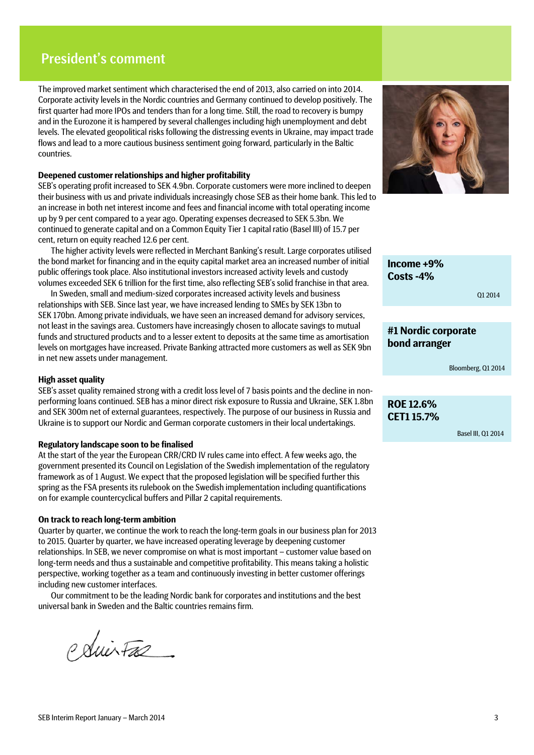# President's comment

The improved market sentiment which characterised the end of 2013, also carried on into 2014. Corporate activity levels in the Nordic countries and Germany continued to develop positively. The first quarter had more IPOs and tenders than for a long time. Still, the road to recovery is bumpy and in the Eurozone it is hampered by several challenges including high unemployment and debt levels. The elevated geopolitical risks following the distressing events in Ukraine, may impact trade flows and lead to a more cautious business sentiment going forward, particularly in the Baltic countries.

**Income +9%**
**Costs -4%**

Q1 2014

**#1 Nordic corporate bond arranger**

Bloomberg, Q1 2014

**ROE 12.6%**
**CET1 15.7%**

Basel III, Q1 2014

### Deepened customer relationships and higher profitability

SEB's operating profit increased to SEK 4.9bn. Corporate customers were more inclined to deepen their business with us and private individuals increasingly chose SEB as their home bank. This led to an increase in both net interest income and fees and financial income with total operating income up by 9 per cent compared to a year ago. Operating expenses decreased to SEK 5.3bn. We continued to generate capital and on a Common Equity Tier 1 capital ratio (Basel III) of 15.7 per cent, return on equity reached 12.6 per cent.

The higher activity levels were reflected in Merchant Banking's result. Large corporates utilised the bond market for financing and in the equity capital market area an increased number of initial public offerings took place. Also institutional investors increased activity levels and custody volumes exceeded SEK 6 trillion for the first time, also reflecting SEB's solid franchise in that area.

In Sweden, small and medium-sized corporates increased activity levels and business relationships with SEB. Since last year, we have increased lending to SMEs by SEK 13bn to SEK 170bn. Among private individuals, we have seen an increased demand for advisory services, not least in the savings area. Customers have increasingly chosen to allocate savings to mutual funds and structured products and to a lesser extent to deposits at the same time as amortisation levels on mortgages have increased. Private Banking attracted more customers as well as SEK 9bn in net new assets under management.

### High asset quality

SEB's asset quality remained strong with a credit loss level of 7 basis points and the decline in non-performing loans continued. SEB has a minor direct risk exposure to Russia and Ukraine, SEK 1.8bn and SEK 300m net of external guarantees, respectively. The purpose of our business in Russia and Ukraine is to support our Nordic and German corporate customers in their local undertakings.

### Regulatory landscape soon to be finalised

At the start of the year the European CRR/CRD IV rules came into effect. A few weeks ago, the government presented its Council on Legislation of the Swedish implementation of the regulatory framework as of 1 August. We expect that the proposed legislation will be specified further this spring as the FSA presents its rulebook on the Swedish implementation including quantifications on for example countercyclical buffers and Pillar 2 capital requirements.

### On track to reach long-term ambition

Quarter by quarter, we continue the work to reach the long-term goals in our business plan for 2013 to 2015. Quarter by quarter, we have increased operating leverage by deepening customer relationships. In SEB, we never compromise on what is most important – customer value based on long-term needs and thus a sustainable and competitive profitability. This means taking a holistic perspective, working together as a team and continuously investing in better customer offerings including new customer interfaces.

Our commitment to be the leading Nordic bank for corporates and institutions and the best universal bank in Sweden and the Baltic countries remains firm.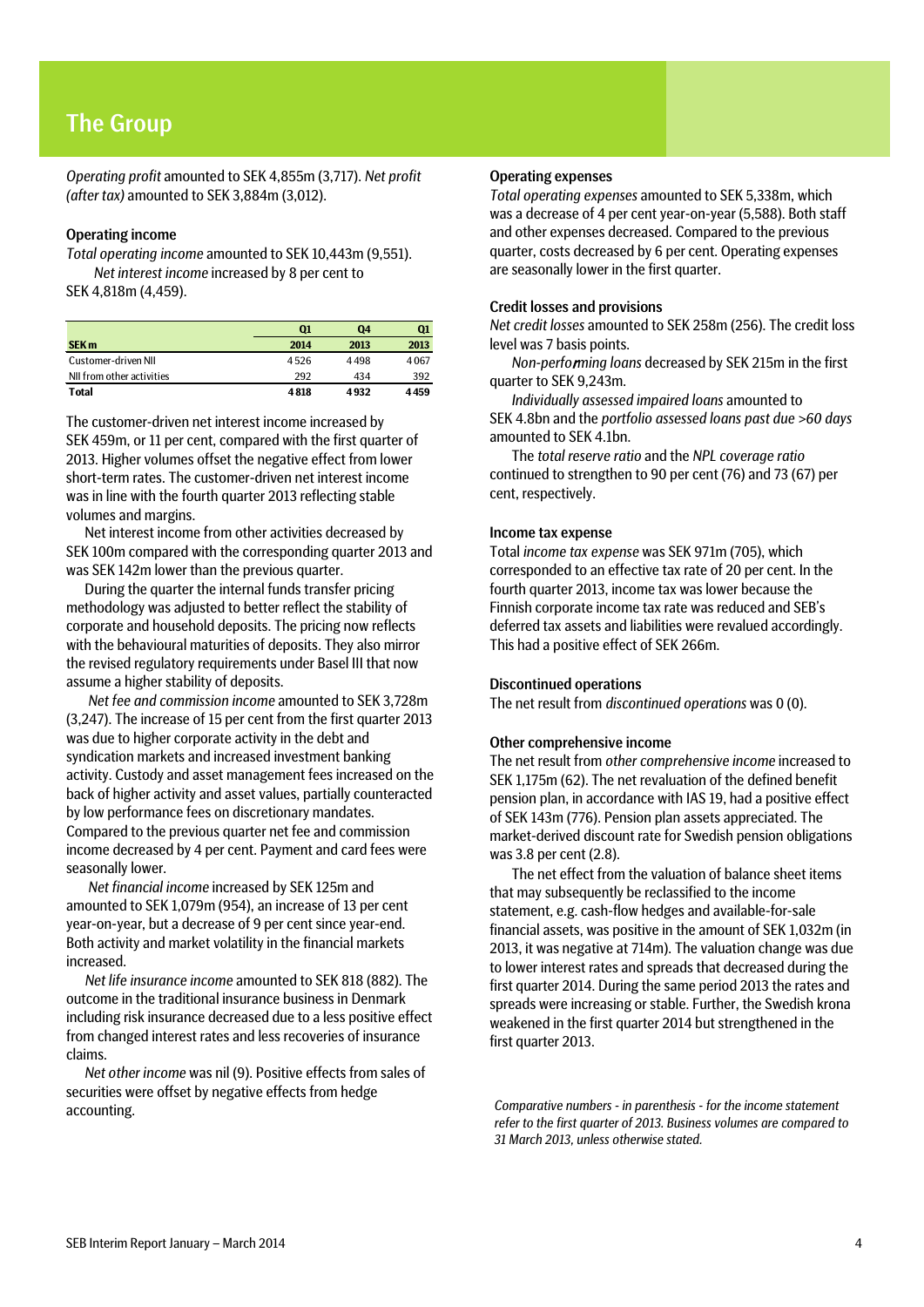# The Group

*Operating profit* amounted to SEK 4,855m (3,717). *Net profit (after tax)* amounted to SEK 3,884m (3,012).

### Operating income

*Total operating income* amounted to SEK 10,443m (9,551).

*Net interest income* increased by 8 per cent to SEK 4,818m (4,459).

| SEK m | Q1 2014 | Q4 2013 | Q1 2013 |
|---|---|---|---|
| Customer-driven NII | 4 526 | 4 498 | 4 067 |
| NII from other activities | 292 | 434 | 392 |
| **Total** | **4 818** | **4 932** | **4 459** |

The customer-driven net interest income increased by SEK 459m, or 11 per cent, compared with the first quarter of 2013. Higher volumes offset the negative effect from lower short-term rates. The customer-driven net interest income was in line with the fourth quarter 2013 reflecting stable volumes and margins.

Net interest income from other activities decreased by SEK 100m compared with the corresponding quarter 2013 and was SEK 142m lower than the previous quarter.

During the quarter the internal funds transfer pricing methodology was adjusted to better reflect the stability of corporate and household deposits. The pricing now reflects with the behavioural maturities of deposits. They also mirror the revised regulatory requirements under Basel III that now assume a higher stability of deposits.

*Net fee and commission income* amounted to SEK 3,728m (3,247). The increase of 15 per cent from the first quarter 2013 was due to higher corporate activity in the debt and syndication markets and increased investment banking activity. Custody and asset management fees increased on the back of higher activity and asset values, partially counteracted by low performance fees on discretionary mandates. Compared to the previous quarter net fee and commission income decreased by 4 per cent. Payment and card fees were seasonally lower.

*Net financial income* increased by SEK 125m and amounted to SEK 1,079m (954), an increase of 13 per cent year-on-year, but a decrease of 9 per cent since year-end. Both activity and market volatility in the financial markets increased.

*Net life insurance income* amounted to SEK 818 (882). The outcome in the traditional insurance business in Denmark including risk insurance decreased due to a less positive effect from changed interest rates and less recoveries of insurance claims.

*Net other income* was nil (9). Positive effects from sales of securities were offset by negative effects from hedge accounting.

### Operating expenses

*Total operating expenses* amounted to SEK 5,338m, which was a decrease of 4 per cent year-on-year (5,588). Both staff and other expenses decreased. Compared to the previous quarter, costs decreased by 6 per cent. Operating expenses are seasonally lower in the first quarter.

### Credit losses and provisions

*Net credit losses* amounted to SEK 258m (256). The credit loss level was 7 basis points.

*Non-performing loans* decreased by SEK 215m in the first quarter to SEK 9,243m.

*Individually assessed impaired loans* amounted to SEK 4.8bn and the *portfolio assessed loans past due >60 days* amounted to SEK 4.1bn.

The *total reserve ratio* and the *NPL coverage ratio* continued to strengthen to 90 per cent (76) and 73 (67) per cent, respectively.

### Income tax expense

Total *income tax expense* was SEK 971m (705), which corresponded to an effective tax rate of 20 per cent. In the fourth quarter 2013, income tax was lower because the Finnish corporate income tax rate was reduced and SEB's deferred tax assets and liabilities were revalued accordingly. This had a positive effect of SEK 266m.

### Discontinued operations

The net result from *discontinued operations* was 0 (0).

### Other comprehensive income

The net result from *other comprehensive income* increased to SEK 1,175m (62). The net revaluation of the defined benefit pension plan, in accordance with IAS 19, had a positive effect of SEK 143m (776). Pension plan assets appreciated. The market-derived discount rate for Swedish pension obligations was 3.8 per cent (2.8).

The net effect from the valuation of balance sheet items that may subsequently be reclassified to the income statement, e.g. cash-flow hedges and available-for-sale financial assets, was positive in the amount of SEK 1,032m (in 2013, it was negative at 714m). The valuation change was due to lower interest rates and spreads that decreased during the first quarter 2014. During the same period 2013 the rates and spreads were increasing or stable. Further, the Swedish krona weakened in the first quarter 2014 but strengthened in the first quarter 2013.

*Comparative numbers - in parenthesis - for the income statement refer to the first quarter of 2013. Business volumes are compared to 31 March 2013, unless otherwise stated.*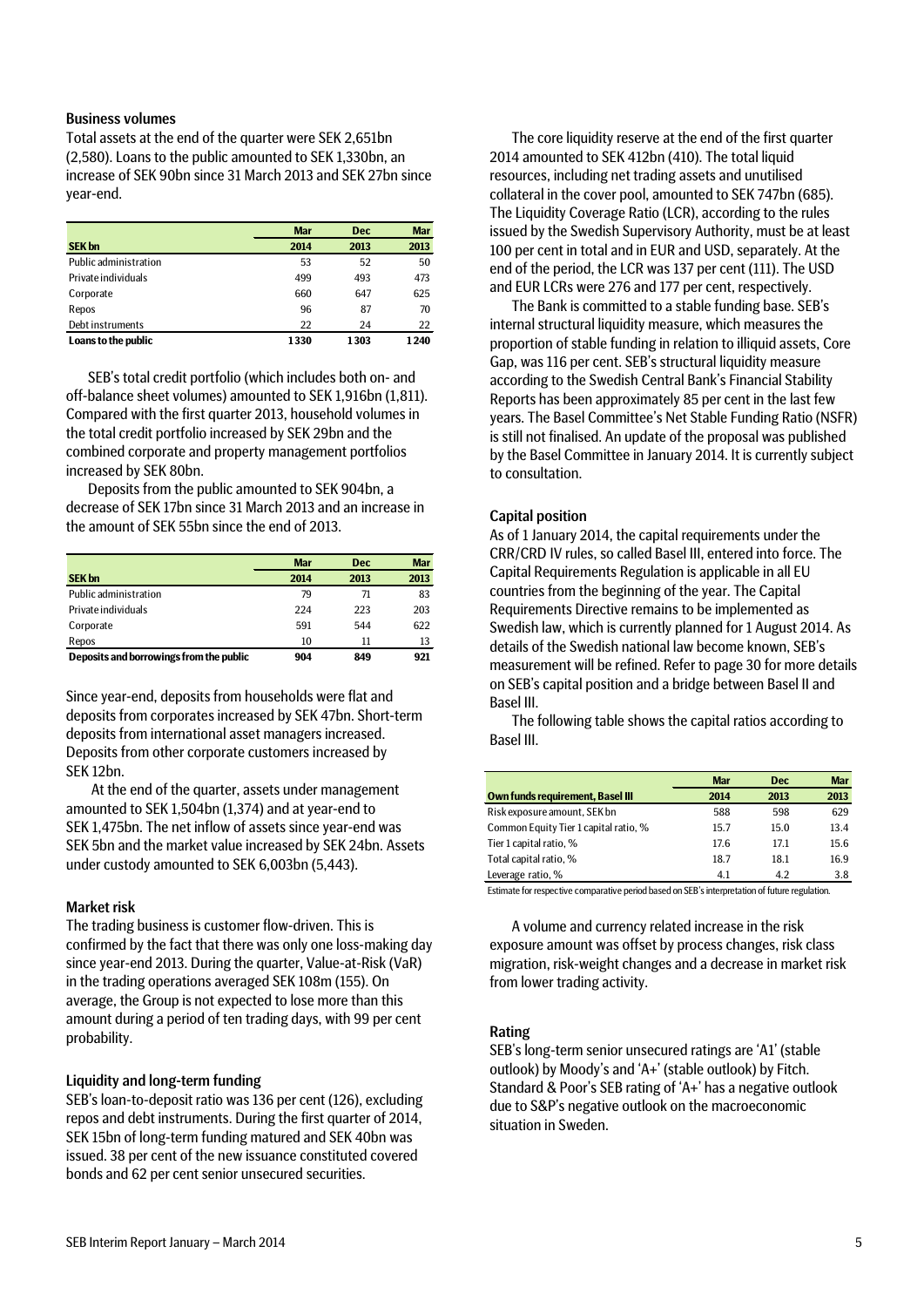### Business volumes

Total assets at the end of the quarter were SEK 2,651bn (2,580). Loans to the public amounted to SEK 1,330bn, an increase of SEK 90bn since 31 March 2013 and SEK 27bn since year-end.

| SEK bn | Mar 2014 | Dec 2013 | Mar 2013 |
|---|---|---|---|
| Public administration | 53 | 52 | 50 |
| Private individuals | 499 | 493 | 473 |
| Corporate | 660 | 647 | 625 |
| Repos | 96 | 87 | 70 |
| Debt instruments | 22 | 24 | 22 |
| **Loans to the public** | **1330** | **1303** | **1240** |

SEB's total credit portfolio (which includes both on- and off-balance sheet volumes) amounted to SEK 1,916bn (1,811). Compared with the first quarter 2013, household volumes in the total credit portfolio increased by SEK 29bn and the combined corporate and property management portfolios increased by SEK 80bn.

Deposits from the public amounted to SEK 904bn, a decrease of SEK 17bn since 31 March 2013 and an increase in the amount of SEK 55bn since the end of 2013.

| SEK bn | Mar 2014 | Dec 2013 | Mar 2013 |
|---|---|---|---|
| Public administration | 79 | 71 | 83 |
| Private individuals | 224 | 223 | 203 |
| Corporate | 591 | 544 | 622 |
| Repos | 10 | 11 | 13 |
| **Deposits and borrowings from the public** | **904** | **849** | **921** |

Since year-end, deposits from households were flat and deposits from corporates increased by SEK 47bn. Short-term deposits from international asset managers increased. Deposits from other corporate customers increased by SEK 12bn.

At the end of the quarter, assets under management amounted to SEK 1,504bn (1,374) and at year-end to SEK 1,475bn. The net inflow of assets since year-end was SEK 5bn and the market value increased by SEK 24bn. Assets under custody amounted to SEK 6,003bn (5,443).

### Market risk

The trading business is customer flow-driven. This is confirmed by the fact that there was only one loss-making day since year-end 2013. During the quarter, Value-at-Risk (VaR) in the trading operations averaged SEK 108m (155). On average, the Group is not expected to lose more than this amount during a period of ten trading days, with 99 per cent probability.

### Liquidity and long-term funding

SEB's loan-to-deposit ratio was 136 per cent (126), excluding repos and debt instruments. During the first quarter of 2014, SEK 15bn of long-term funding matured and SEK 40bn was issued. 38 per cent of the new issuance constituted covered bonds and 62 per cent senior unsecured securities.

The core liquidity reserve at the end of the first quarter 2014 amounted to SEK 412bn (410). The total liquid resources, including net trading assets and unutilised collateral in the cover pool, amounted to SEK 747bn (685). The Liquidity Coverage Ratio (LCR), according to the rules issued by the Swedish Supervisory Authority, must be at least 100 per cent in total and in EUR and USD, separately. At the end of the period, the LCR was 137 per cent (111). The USD and EUR LCRs were 276 and 177 per cent, respectively.

The Bank is committed to a stable funding base. SEB's internal structural liquidity measure, which measures the proportion of stable funding in relation to illiquid assets, Core Gap, was 116 per cent. SEB's structural liquidity measure according to the Swedish Central Bank's Financial Stability Reports has been approximately 85 per cent in the last few years. The Basel Committee's Net Stable Funding Ratio (NSFR) is still not finalised. An update of the proposal was published by the Basel Committee in January 2014. It is currently subject to consultation.

### Capital position

As of 1 January 2014, the capital requirements under the CRR/CRD IV rules, so called Basel III, entered into force. The Capital Requirements Regulation is applicable in all EU countries from the beginning of the year. The Capital Requirements Directive remains to be implemented as Swedish law, which is currently planned for 1 August 2014. As details of the Swedish national law become known, SEB's measurement will be refined. Refer to page 30 for more details on SEB's capital position and a bridge between Basel II and Basel III.

The following table shows the capital ratios according to Basel III.

| Own funds requirement, Basel III | Mar 2014 | Dec 2013 | Mar 2013 |
|---|---|---|---|
| Risk exposure amount, SEK bn | 588 | 598 | 629 |
| Common Equity Tier 1 capital ratio, % | 15.7 | 15.0 | 13.4 |
| Tier 1 capital ratio, % | 17.6 | 17.1 | 15.6 |
| Total capital ratio, % | 18.7 | 18.1 | 16.9 |
| Leverage ratio, % | 4.1 | 4.2 | 3.8 |

Estimate for respective comparative period based on SEB's interpretation of future regulation.

A volume and currency related increase in the risk exposure amount was offset by process changes, risk class migration, risk-weight changes and a decrease in market risk from lower trading activity.

### Rating

SEB's long-term senior unsecured ratings are 'A1' (stable outlook) by Moody's and 'A+' (stable outlook) by Fitch. Standard & Poor's SEB rating of 'A+' has a negative outlook due to S&P's negative outlook on the macroeconomic situation in Sweden.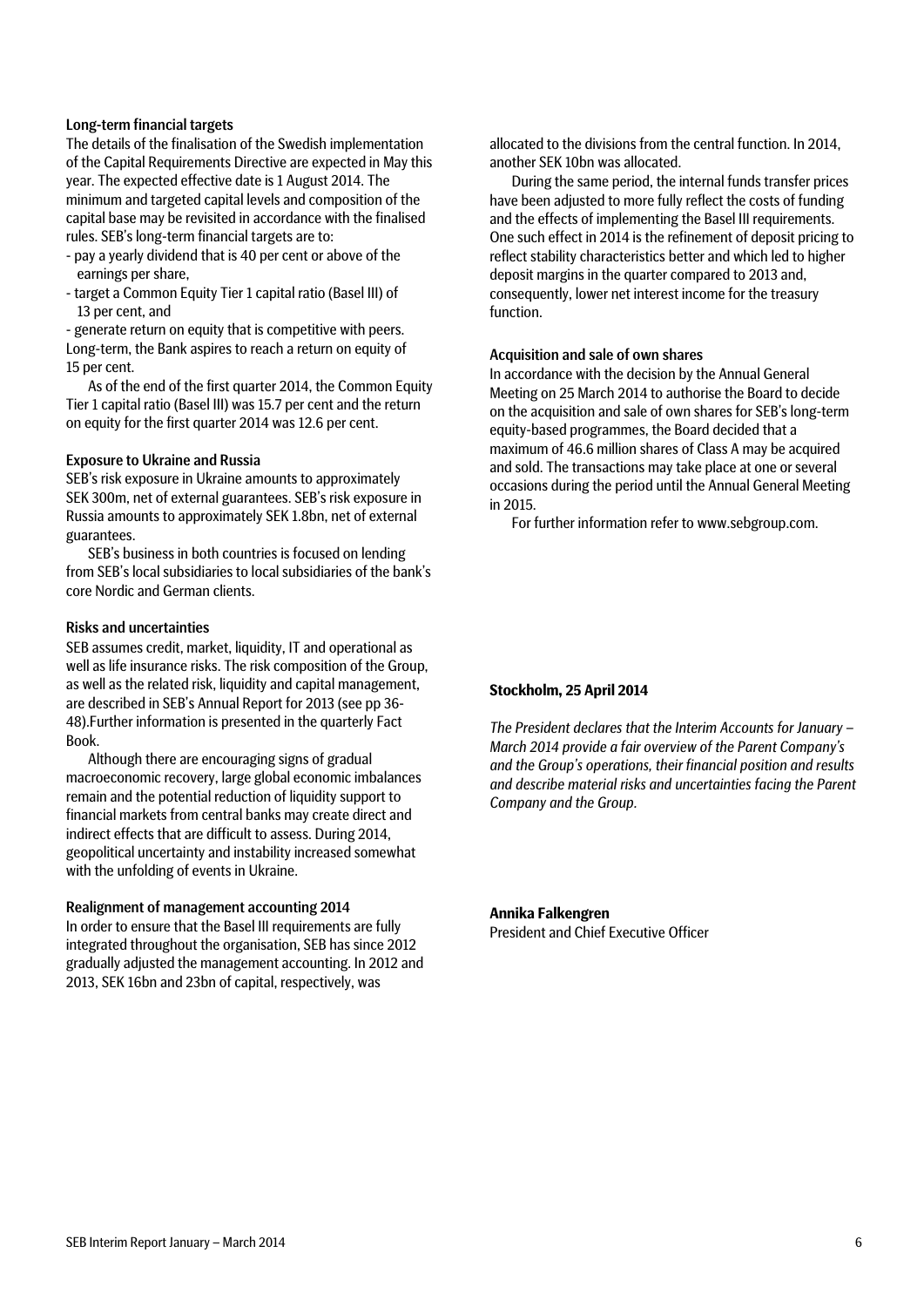### Long-term financial targets

The details of the finalisation of the Swedish implementation of the Capital Requirements Directive are expected in May this year. The expected effective date is 1 August 2014. The minimum and targeted capital levels and composition of the capital base may be revisited in accordance with the finalised rules. SEB's long-term financial targets are to:

- pay a yearly dividend that is 40 per cent or above of the earnings per share,
- target a Common Equity Tier 1 capital ratio (Basel III) of 13 per cent, and
- generate return on equity that is competitive with peers.

Long-term, the Bank aspires to reach a return on equity of 15 per cent.

As of the end of the first quarter 2014, the Common Equity Tier 1 capital ratio (Basel III) was 15.7 per cent and the return on equity for the first quarter 2014 was 12.6 per cent.

### Exposure to Ukraine and Russia

SEB's risk exposure in Ukraine amounts to approximately SEK 300m, net of external guarantees. SEB's risk exposure in Russia amounts to approximately SEK 1.8bn, net of external guarantees.

SEB's business in both countries is focused on lending from SEB's local subsidiaries to local subsidiaries of the bank's core Nordic and German clients.

### Risks and uncertainties

SEB assumes credit, market, liquidity, IT and operational as well as life insurance risks. The risk composition of the Group, as well as the related risk, liquidity and capital management, are described in SEB's Annual Report for 2013 (see pp 36-48).Further information is presented in the quarterly Fact Book.

Although there are encouraging signs of gradual macroeconomic recovery, large global economic imbalances remain and the potential reduction of liquidity support to financial markets from central banks may create direct and indirect effects that are difficult to assess. During 2014, geopolitical uncertainty and instability increased somewhat with the unfolding of events in Ukraine.

### Realignment of management accounting 2014

In order to ensure that the Basel III requirements are fully integrated throughout the organisation, SEB has since 2012 gradually adjusted the management accounting. In 2012 and 2013, SEK 16bn and 23bn of capital, respectively, was allocated to the divisions from the central function. In 2014, another SEK 10bn was allocated.

During the same period, the internal funds transfer prices have been adjusted to more fully reflect the costs of funding and the effects of implementing the Basel III requirements. One such effect in 2014 is the refinement of deposit pricing to reflect stability characteristics better and which led to higher deposit margins in the quarter compared to 2013 and, consequently, lower net interest income for the treasury function.

### Acquisition and sale of own shares

In accordance with the decision by the Annual General Meeting on 25 March 2014 to authorise the Board to decide on the acquisition and sale of own shares for SEB's long-term equity-based programmes, the Board decided that a maximum of 46.6 million shares of Class A may be acquired and sold. The transactions may take place at one or several occasions during the period until the Annual General Meeting in 2015.

For further information refer to www.sebgroup.com.

**Stockholm, 25 April 2014**

*The President declares that the Interim Accounts for January – March 2014 provide a fair overview of the Parent Company's and the Group's operations, their financial position and results and describe material risks and uncertainties facing the Parent Company and the Group.*

**Annika Falkengren**
President and Chief Executive Officer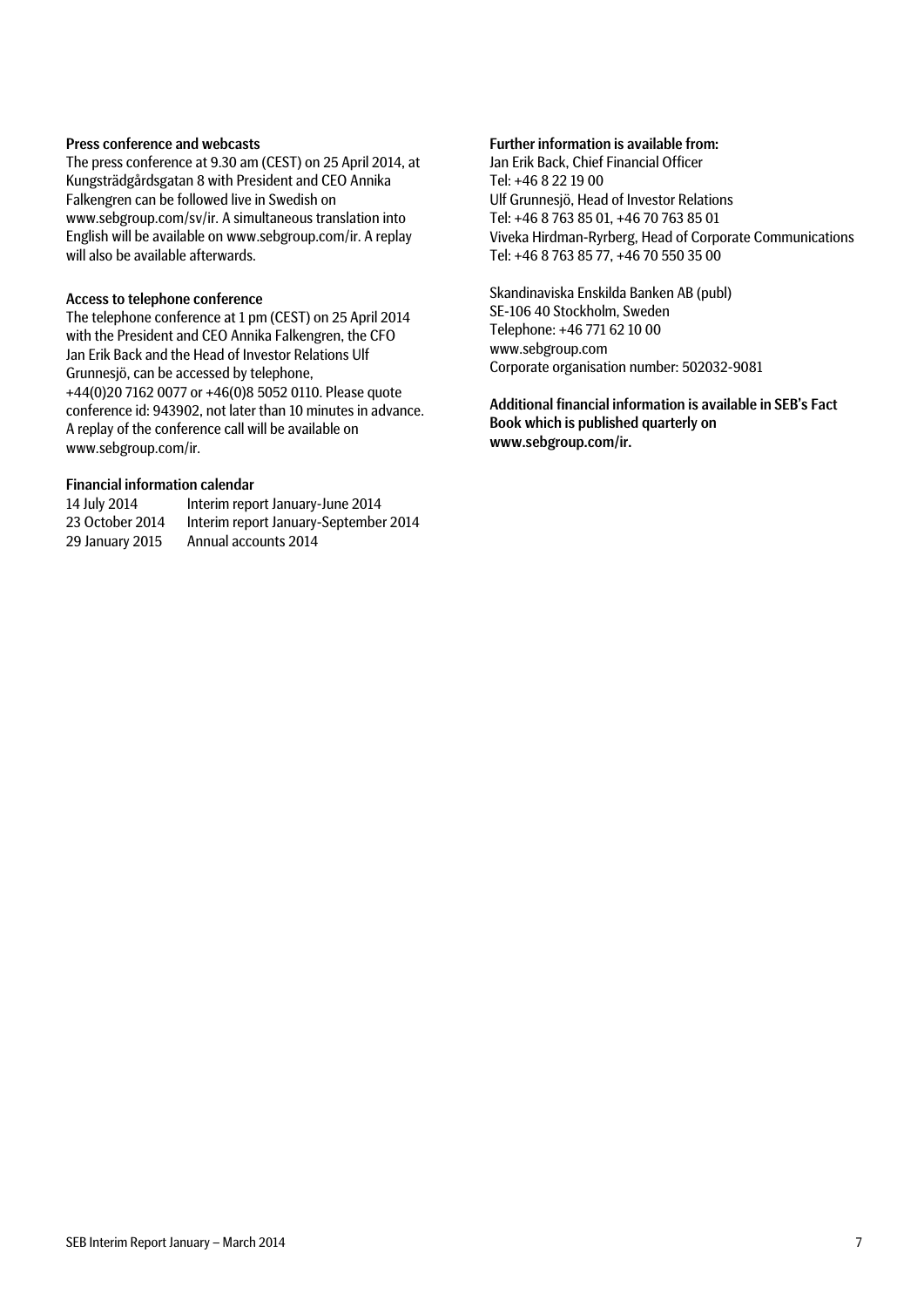**Press conference and webcasts**

The press conference at 9.30 am (CEST) on 25 April 2014, at Kungsträdgårdsgatan 8 with President and CEO Annika Falkengren can be followed live in Swedish on www.sebgroup.com/sv/ir. A simultaneous translation into English will be available on www.sebgroup.com/ir. A replay will also be available afterwards.

**Access to telephone conference**

The telephone conference at 1 pm (CEST) on 25 April 2014 with the President and CEO Annika Falkengren, the CFO Jan Erik Back and the Head of Investor Relations Ulf Grunnesjö, can be accessed by telephone, +44(0)20 7162 0077 or +46(0)8 5052 0110. Please quote conference id: 943902, not later than 10 minutes in advance. A replay of the conference call will be available on www.sebgroup.com/ir.

**Financial information calendar**

| | |
|---|---|
| 14 July 2014 | Interim report January-June 2014 |
| 23 October 2014 | Interim report January-September 2014 |
| 29 January 2015 | Annual accounts 2014 |

**Further information is available from:**

Jan Erik Back, Chief Financial Officer
Tel: +46 8 22 19 00
Ulf Grunnesjö, Head of Investor Relations
Tel: +46 8 763 85 01, +46 70 763 85 01
Viveka Hirdman-Ryrberg, Head of Corporate Communications
Tel: +46 8 763 85 77, +46 70 550 35 00

Skandinaviska Enskilda Banken AB (publ)
SE-106 40 Stockholm, Sweden
Telephone: +46 771 62 10 00
www.sebgroup.com
Corporate organisation number: 502032-9081

**Additional financial information is available in SEB's Fact Book which is published quarterly on www.sebgroup.com/ir.**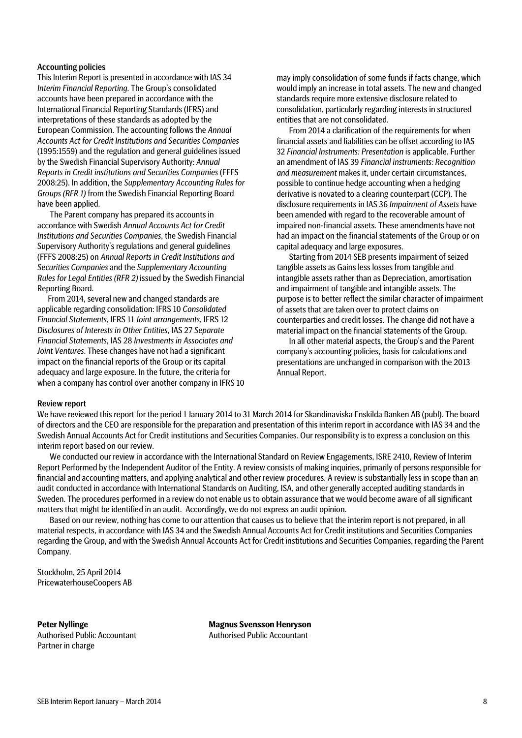#### Accounting policies

This Interim Report is presented in accordance with IAS 34 *Interim Financial Reporting*. The Group's consolidated accounts have been prepared in accordance with the International Financial Reporting Standards (IFRS) and interpretations of these standards as adopted by the European Commission. The accounting follows the *Annual Accounts Act for Credit Institutions and Securities Companies* (1995:1559) and the regulation and general guidelines issued by the Swedish Financial Supervisory Authority: *Annual Reports in Credit institutions and Securities Companies* (FFFS 2008:25). In addition, the *Supplementary Accounting Rules for Groups (RFR 1)* from the Swedish Financial Reporting Board have been applied.

The Parent company has prepared its accounts in accordance with Swedish *Annual Accounts Act for Credit Institutions and Securities Companies*, the Swedish Financial Supervisory Authority's regulations and general guidelines (FFFS 2008:25) on *Annual Reports in Credit Institutions and Securities Companies* and the *Supplementary Accounting Rules for Legal Entities (RFR 2)* issued by the Swedish Financial Reporting Board.

From 2014, several new and changed standards are applicable regarding consolidation: IFRS 10 *Consolidated Financial Statements*, IFRS 11 *Joint arrangements*, IFRS 12 *Disclosures of Interests in Other Entities*, IAS 27 *Separate Financial Statements*, IAS 28 *Investments in Associates and Joint Ventures*. These changes have not had a significant impact on the financial reports of the Group or its capital adequacy and large exposure. In the future, the criteria for when a company has control over another company in IFRS 10 may imply consolidation of some funds if facts change, which would imply an increase in total assets. The new and changed standards require more extensive disclosure related to consolidation, particularly regarding interests in structured entities that are not consolidated.

From 2014 a clarification of the requirements for when financial assets and liabilities can be offset according to IAS 32 *Financial Instruments: Presentation* is applicable. Further an amendment of IAS 39 *Financial instruments: Recognition and measurement* makes it, under certain circumstances, possible to continue hedge accounting when a hedging derivative is novated to a clearing counterpart (CCP). The disclosure requirements in IAS 36 *Impairment of Assets* have been amended with regard to the recoverable amount of impaired non-financial assets. These amendments have not had an impact on the financial statements of the Group or on capital adequacy and large exposures.

Starting from 2014 SEB presents impairment of seized tangible assets as Gains less losses from tangible and intangible assets rather than as Depreciation, amortisation and impairment of tangible and intangible assets. The purpose is to better reflect the similar character of impairment of assets that are taken over to protect claims on counterparties and credit losses. The change did not have a material impact on the financial statements of the Group.

In all other material aspects, the Group's and the Parent company's accounting policies, basis for calculations and presentations are unchanged in comparison with the 2013 Annual Report.

#### Review report

We have reviewed this report for the period 1 January 2014 to 31 March 2014 for Skandinaviska Enskilda Banken AB (publ). The board of directors and the CEO are responsible for the preparation and presentation of this interim report in accordance with IAS 34 and the Swedish Annual Accounts Act for Credit institutions and Securities Companies. Our responsibility is to express a conclusion on this interim report based on our review.

We conducted our review in accordance with the International Standard on Review Engagements, ISRE 2410, Review of Interim Report Performed by the Independent Auditor of the Entity. A review consists of making inquiries, primarily of persons responsible for financial and accounting matters, and applying analytical and other review procedures. A review is substantially less in scope than an audit conducted in accordance with International Standards on Auditing, ISA, and other generally accepted auditing standards in Sweden. The procedures performed in a review do not enable us to obtain assurance that we would become aware of all significant matters that might be identified in an audit. Accordingly, we do not express an audit opinion.

Based on our review, nothing has come to our attention that causes us to believe that the interim report is not prepared, in all material respects, in accordance with IAS 34 and the Swedish Annual Accounts Act for Credit institutions and Securities Companies regarding the Group, and with the Swedish Annual Accounts Act for Credit institutions and Securities Companies, regarding the Parent Company.

Stockholm, 25 April 2014
PricewaterhouseCoopers AB

**Peter Nyllinge**
Authorised Public Accountant
Partner in charge

**Magnus Svensson Henryson**
Authorised Public Accountant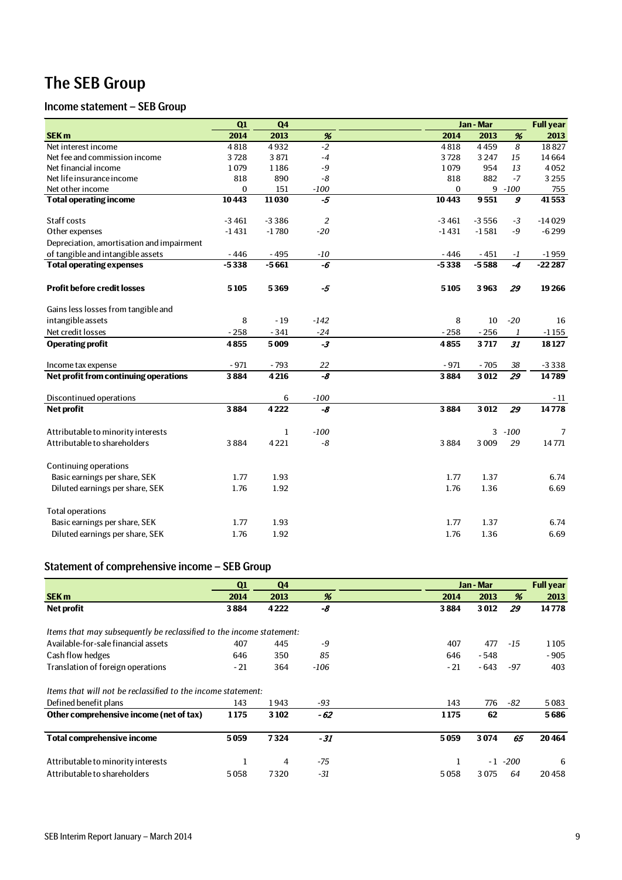# The SEB Group

## Income statement – SEB Group

| SEK m | Q1 2014 | Q4 2013 | % | Jan - Mar 2014 | Jan - Mar 2013 | % | Full year 2013 |
|---|---|---|---|---|---|---|---|
| Net interest income | 4 818 | 4 932 | -2 | 4 818 | 4 459 | 8 | 18 827 |
| Net fee and commission income | 3 728 | 3 871 | -4 | 3 728 | 3 247 | 15 | 14 664 |
| Net financial income | 1 079 | 1 186 | -9 | 1 079 | 954 | 13 | 4 052 |
| Net life insurance income | 818 | 890 | -8 | 818 | 882 | -7 | 3 255 |
| Net other income | 0 | 151 | -100 | 0 | 9 | -100 | 755 |
| **Total operating income** | **10 443** | **11 030** | **-5** | **10 443** | **9 551** | **9** | **41 553** |
| Staff costs | -3 461 | -3 386 | 2 | -3 461 | -3 556 | -3 | -14 029 |
| Other expenses | -1 431 | -1 780 | -20 | -1 431 | -1 581 | -9 | -6 299 |
| Depreciation, amortisation and impairment of tangible and intangible assets | - 446 | - 495 | -10 | - 446 | - 451 | -1 | -1 959 |
| **Total operating expenses** | **-5 338** | **-5 661** | **-6** | **-5 338** | **-5 588** | **-4** | **-22 287** |
| **Profit before credit losses** | **5 105** | **5 369** | **-5** | **5 105** | **3 963** | **29** | **19 266** |
| Gains less losses from tangible and intangible assets | 8 | - 19 | -142 | 8 | 10 | -20 | 16 |
| Net credit losses | - 258 | - 341 | -24 | - 258 | - 256 | 1 | -1 155 |
| **Operating profit** | **4 855** | **5 009** | **-3** | **4 855** | **3 717** | **31** | **18 127** |
| Income tax expense | - 971 | - 793 | 22 | - 971 | - 705 | 38 | -3 338 |
| **Net profit from continuing operations** | **3 884** | **4 216** | **-8** | **3 884** | **3 012** | **29** | **14 789** |
| Discontinued operations | | 6 | -100 | | | | - 11 |
| **Net profit** | **3 884** | **4 222** | **-8** | **3 884** | **3 012** | **29** | **14 778** |
| Attributable to minority interests | | 1 | -100 | | 3 | -100 | 7 |
| Attributable to shareholders | 3 884 | 4 221 | -8 | 3 884 | 3 009 | 29 | 14 771 |
| Continuing operations | | | | | | | |
| Basic earnings per share, SEK | 1.77 | 1.93 | | 1.77 | 1.37 | | 6.74 |
| Diluted earnings per share, SEK | 1.76 | 1.92 | | 1.76 | 1.36 | | 6.69 |
| Total operations | | | | | | | |
| Basic earnings per share, SEK | 1.77 | 1.93 | | 1.77 | 1.37 | | 6.74 |
| Diluted earnings per share, SEK | 1.76 | 1.92 | | 1.76 | 1.36 | | 6.69 |

## Statement of comprehensive income – SEB Group

| SEK m | Q1 2014 | Q4 2013 | % | Jan - Mar 2014 | Jan - Mar 2013 | % | Full year 2013 |
|---|---|---|---|---|---|---|---|
| **Net profit** | **3 884** | **4 222** | **-8** | **3 884** | **3 012** | **29** | **14 778** |
| *Items that may subsequently be reclassified to the income statement:* | | | | | | | |
| Available-for-sale financial assets | 407 | 445 | -9 | 407 | 477 | -15 | 1 105 |
| Cash flow hedges | 646 | 350 | 85 | 646 | - 548 | | - 905 |
| Translation of foreign operations | - 21 | 364 | -106 | - 21 | - 643 | -97 | 403 |
| *Items that will not be reclassified to the income statement:* | | | | | | | |
| Defined benefit plans | 143 | 1 943 | -93 | 143 | 776 | -82 | 5 083 |
| **Other comprehensive income (net of tax)** | **1 175** | **3 102** | **-62** | **1 175** | **62** | | **5 686** |
| **Total comprehensive income** | **5 059** | **7 324** | **-31** | **5 059** | **3 074** | **65** | **20 464** |
| Attributable to minority interests | 1 | 4 | -75 | 1 | - 1 | -200 | 6 |
| Attributable to shareholders | 5 058 | 7 320 | -31 | 5 058 | 3 075 | 64 | 20 458 |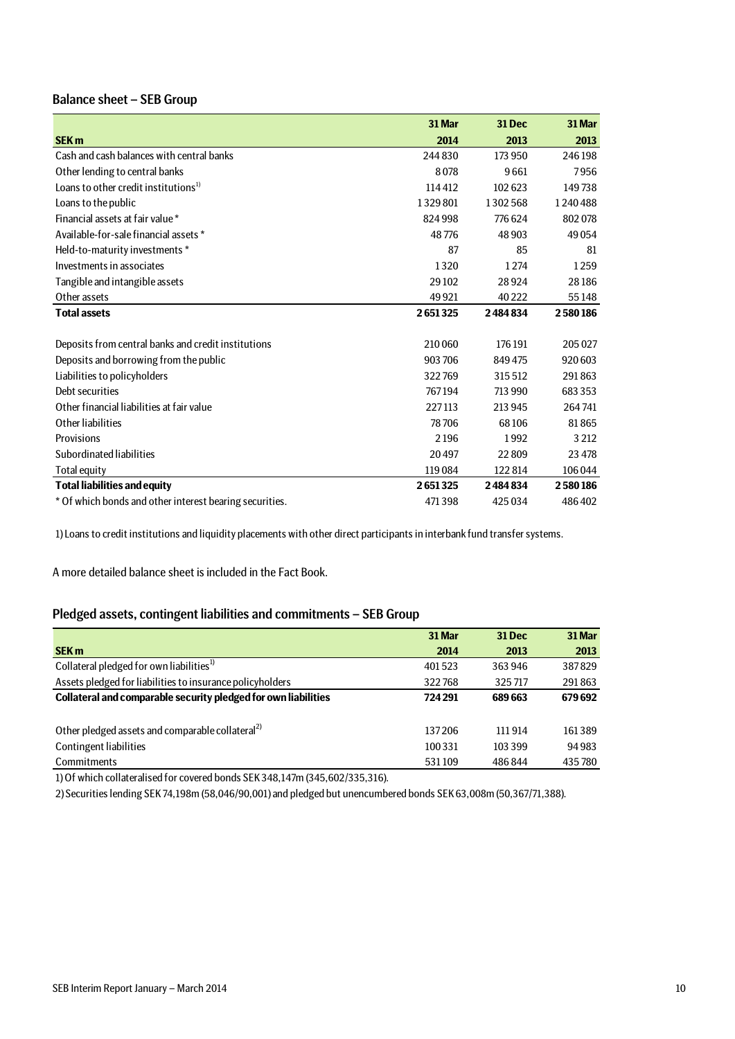## Balance sheet – SEB Group

| SEK m | 31 Mar 2014 | 31 Dec 2013 | 31 Mar 2013 |
|---|---|---|---|
| Cash and cash balances with central banks | 244 830 | 173 950 | 246 198 |
| Other lending to central banks | 8 078 | 9 661 | 7 956 |
| Loans to other credit institutions[1] | 114 412 | 102 623 | 149 738 |
| Loans to the public | 1 329 801 | 1 302 568 | 1 240 488 |
| Financial assets at fair value * | 824 998 | 776 624 | 802 078 |
| Available-for-sale financial assets * | 48 776 | 48 903 | 49 054 |
| Held-to-maturity investments * | 87 | 85 | 81 |
| Investments in associates | 1 320 | 1 274 | 1 259 |
| Tangible and intangible assets | 29 102 | 28 924 | 28 186 |
| Other assets | 49 921 | 40 222 | 55 148 |
| **Total assets** | **2 651 325** | **2 484 834** | **2 580 186** |
| | | | |
| Deposits from central banks and credit institutions | 210 060 | 176 191 | 205 027 |
| Deposits and borrowing from the public | 903 706 | 849 475 | 920 603 |
| Liabilities to policyholders | 322 769 | 315 512 | 291 863 |
| Debt securities | 767 194 | 713 990 | 683 353 |
| Other financial liabilities at fair value | 227 113 | 213 945 | 264 741 |
| Other liabilities | 78 706 | 68 106 | 81 865 |
| Provisions | 2 196 | 1 992 | 3 212 |
| Subordinated liabilities | 20 497 | 22 809 | 23 478 |
| Total equity | 119 084 | 122 814 | 106 044 |
| **Total liabilities and equity** | **2 651 325** | **2 484 834** | **2 580 186** |
| * Of which bonds and other interest bearing securities. | 471 398 | 425 034 | 486 402 |

1) Loans to credit institutions and liquidity placements with other direct participants in interbank fund transfer systems.

A more detailed balance sheet is included in the Fact Book.

## Pledged assets, contingent liabilities and commitments – SEB Group

| SEK m | 31 Mar 2014 | 31 Dec 2013 | 31 Mar 2013 |
|---|---|---|---|
| Collateral pledged for own liabilities[1] | 401 523 | 363 946 | 387 829 |
| Assets pledged for liabilities to insurance policyholders | 322 768 | 325 717 | 291 863 |
| **Collateral and comparable security pledged for own liabilities** | **724 291** | **689 663** | **679 692** |
| | | | |
| Other pledged assets and comparable collateral[2] | 137 206 | 111 914 | 161 389 |
| Contingent liabilities | 100 331 | 103 399 | 94 983 |
| Commitments | 531 109 | 486 844 | 435 780 |

1) Of which collateralised for covered bonds SEK 348,147m (345,602/335,316).

2) Securities lending SEK 74,198m (58,046/90,001) and pledged but unencumbered bonds SEK 63,008m (50,367/71,388).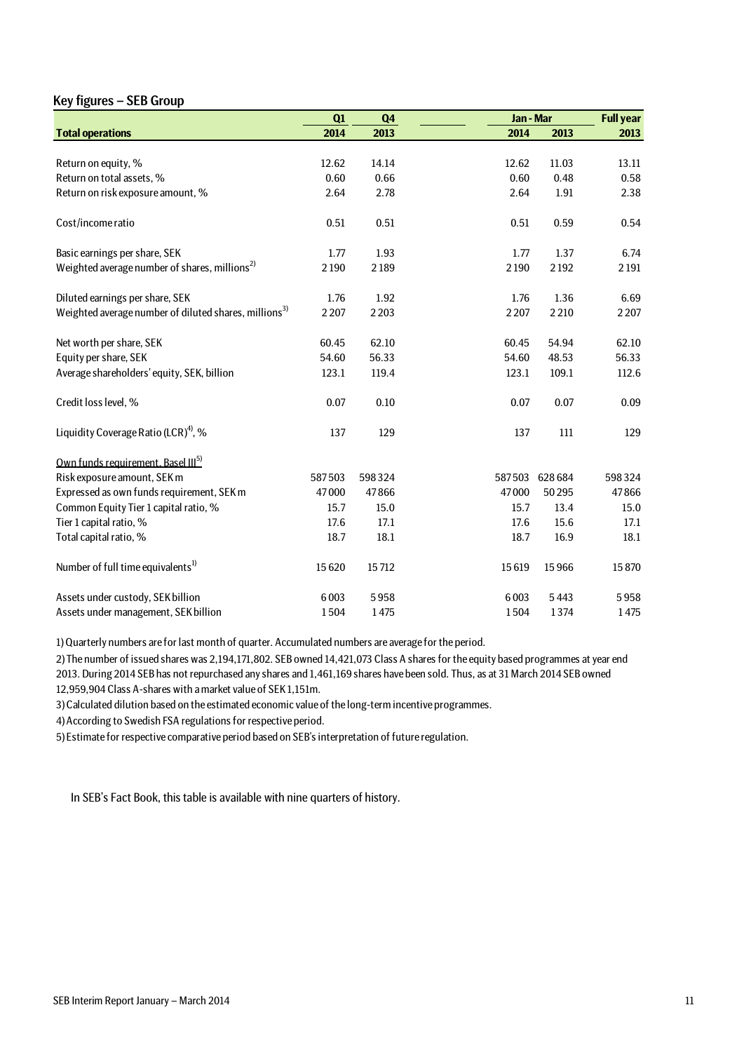## Key figures – SEB Group

| Total operations | Q1 2014 | Q4 2013 | Jan - Mar 2014 | Jan - Mar 2013 | Full year 2013 |
|---|---|---|---|---|---|
| Return on equity, % | 12.62 | 14.14 | 12.62 | 11.03 | 13.11 |
| Return on total assets, % | 0.60 | 0.66 | 0.60 | 0.48 | 0.58 |
| Return on risk exposure amount, % | 2.64 | 2.78 | 2.64 | 1.91 | 2.38 |
| Cost/income ratio | 0.51 | 0.51 | 0.51 | 0.59 | 0.54 |
| Basic earnings per share, SEK | 1.77 | 1.93 | 1.77 | 1.37 | 6.74 |
| Weighted average number of shares, millions[2] | 2 190 | 2 189 | 2 190 | 2 192 | 2 191 |
| Diluted earnings per share, SEK | 1.76 | 1.92 | 1.76 | 1.36 | 6.69 |
| Weighted average number of diluted shares, millions[3] | 2 207 | 2 203 | 2 207 | 2 210 | 2 207 |
| Net worth per share, SEK | 60.45 | 62.10 | 60.45 | 54.94 | 62.10 |
| Equity per share, SEK | 54.60 | 56.33 | 54.60 | 48.53 | 56.33 |
| Average shareholders' equity, SEK, billion | 123.1 | 119.4 | 123.1 | 109.1 | 112.6 |
| Credit loss level, % | 0.07 | 0.10 | 0.07 | 0.07 | 0.09 |
| Liquidity Coverage Ratio (LCR)[4], % | 137 | 129 | 137 | 111 | 129 |
| Own funds requirement, Basel III[5] | | | | | |
| Risk exposure amount, SEK m | 587 503 | 598 324 | 587 503 | 628 684 | 598 324 |
| Expressed as own funds requirement, SEK m | 47 000 | 47 866 | 47 000 | 50 295 | 47 866 |
| Common Equity Tier 1 capital ratio, % | 15.7 | 15.0 | 15.7 | 13.4 | 15.0 |
| Tier 1 capital ratio, % | 17.6 | 17.1 | 17.6 | 15.6 | 17.1 |
| Total capital ratio, % | 18.7 | 18.1 | 18.7 | 16.9 | 18.1 |
| Number of full time equivalents[1] | 15 620 | 15 712 | 15 619 | 15 966 | 15 870 |
| Assets under custody, SEK billion | 6 003 | 5 958 | 6 003 | 5 443 | 5 958 |
| Assets under management, SEK billion | 1 504 | 1 475 | 1 504 | 1 374 | 1 475 |

1) Quarterly numbers are for last month of quarter. Accumulated numbers are average for the period.

2) The number of issued shares was 2,194,171,802. SEB owned 14,421,073 Class A shares for the equity based programmes at year end 2013. During 2014 SEB has not repurchased any shares and 1,461,169 shares have been sold. Thus, as at 31 March 2014 SEB owned 12,959,904 Class A-shares with a market value of SEK 1,151m.

3) Calculated dilution based on the estimated economic value of the long-term incentive programmes.

4) According to Swedish FSA regulations for respective period.

5) Estimate for respective comparative period based on SEB's interpretation of future regulation.

In SEB's Fact Book, this table is available with nine quarters of history.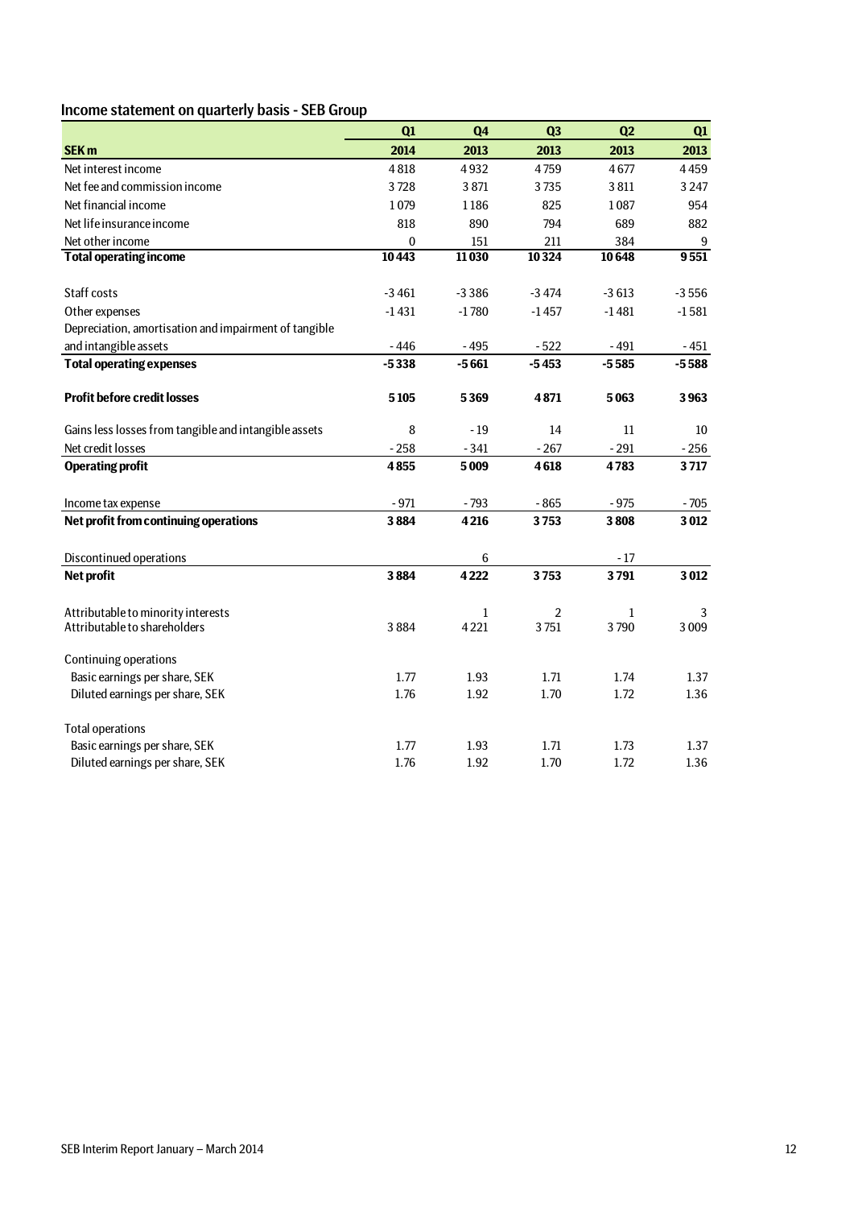## Income statement on quarterly basis - SEB Group

| SEK m | Q1 2014 | Q4 2013 | Q3 2013 | Q2 2013 | Q1 2013 |
|---|---|---|---|---|---|
| Net interest income | 4 818 | 4 932 | 4 759 | 4 677 | 4 459 |
| Net fee and commission income | 3 728 | 3 871 | 3 735 | 3 811 | 3 247 |
| Net financial income | 1 079 | 1 186 | 825 | 1 087 | 954 |
| Net life insurance income | 818 | 890 | 794 | 689 | 882 |
| Net other income | 0 | 151 | 211 | 384 | 9 |
| **Total operating income** | **10 443** | **11 030** | **10 324** | **10 648** | **9 551** |
| | | | | | |
| Staff costs | -3 461 | -3 386 | -3 474 | -3 613 | -3 556 |
| Other expenses | -1 431 | -1 780 | -1 457 | -1 481 | -1 581 |
| Depreciation, amortisation and impairment of tangible and intangible assets | - 446 | - 495 | - 522 | - 491 | - 451 |
| **Total operating expenses** | **-5 338** | **-5 661** | **-5 453** | **-5 585** | **-5 588** |
| | | | | | |
| **Profit before credit losses** | **5 105** | **5 369** | **4 871** | **5 063** | **3 963** |
| | | | | | |
| Gains less losses from tangible and intangible assets | 8 | - 19 | 14 | 11 | 10 |
| Net credit losses | - 258 | - 341 | - 267 | - 291 | - 256 |
| **Operating profit** | **4 855** | **5 009** | **4 618** | **4 783** | **3 717** |
| | | | | | |
| Income tax expense | - 971 | - 793 | - 865 | - 975 | - 705 |
| **Net profit from continuing operations** | **3 884** | **4 216** | **3 753** | **3 808** | **3 012** |
| | | | | | |
| Discontinued operations | | 6 | | - 17 | |
| **Net profit** | **3 884** | **4 222** | **3 753** | **3 791** | **3 012** |
| | | | | | |
| Attributable to minority interests | | 1 | 2 | 1 | 3 |
| Attributable to shareholders | 3 884 | 4 221 | 3 751 | 3 790 | 3 009 |
| | | | | | |
| Continuing operations | | | | | |
| Basic earnings per share, SEK | 1.77 | 1.93 | 1.71 | 1.74 | 1.37 |
| Diluted earnings per share, SEK | 1.76 | 1.92 | 1.70 | 1.72 | 1.36 |
| | | | | | |
| Total operations | | | | | |
| Basic earnings per share, SEK | 1.77 | 1.93 | 1.71 | 1.73 | 1.37 |
| Diluted earnings per share, SEK | 1.76 | 1.92 | 1.70 | 1.72 | 1.36 |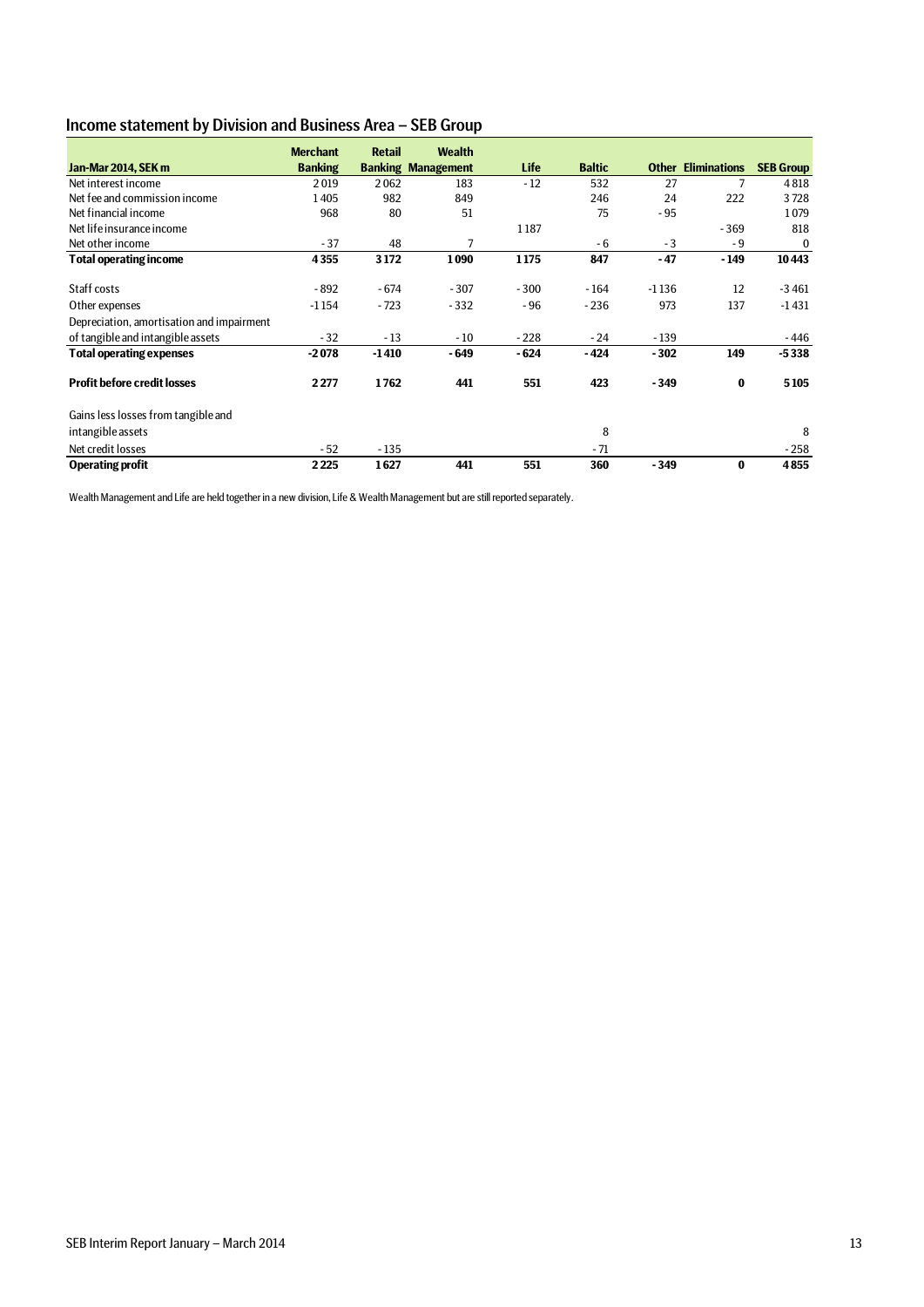## Income statement by Division and Business Area – SEB Group

| Jan-Mar 2014, SEK m | Merchant Banking | Retail Banking | Wealth Management | Life | Baltic | Other | Eliminations | SEB Group |
|---|---|---|---|---|---|---|---|---|
| Net interest income | 2 019 | 2 062 | 183 | - 12 | 532 | 27 | 7 | 4 818 |
| Net fee and commission income | 1 405 | 982 | 849 | | 246 | 24 | 222 | 3 728 |
| Net financial income | 968 | 80 | 51 | | 75 | - 95 | | 1 079 |
| Net life insurance income | | | | 1 187 | | | - 369 | 818 |
| Net other income | - 37 | 48 | 7 | | - 6 | - 3 | - 9 | 0 |
| **Total operating income** | **4 355** | **3 172** | **1 090** | **1 175** | **847** | **- 47** | **- 149** | **10 443** |
| Staff costs | - 892 | - 674 | - 307 | - 300 | - 164 | -1 136 | 12 | -3 461 |
| Other expenses | -1 154 | - 723 | - 332 | - 96 | - 236 | 973 | 137 | -1 431 |
| Depreciation, amortisation and impairment of tangible and intangible assets | - 32 | - 13 | - 10 | - 228 | - 24 | - 139 | | - 446 |
| **Total operating expenses** | **-2 078** | **-1 410** | **- 649** | **- 624** | **- 424** | **- 302** | **149** | **-5 338** |
| **Profit before credit losses** | **2 277** | **1 762** | **441** | **551** | **423** | **- 349** | **0** | **5 105** |
| Gains less losses from tangible and intangible assets | | | | | 8 | | | 8 |
| Net credit losses | - 52 | - 135 | | | - 71 | | | - 258 |
| **Operating profit** | **2 225** | **1 627** | **441** | **551** | **360** | **- 349** | **0** | **4 855** |

Wealth Management and Life are held together in a new division, Life & Wealth Management but are still reported separately.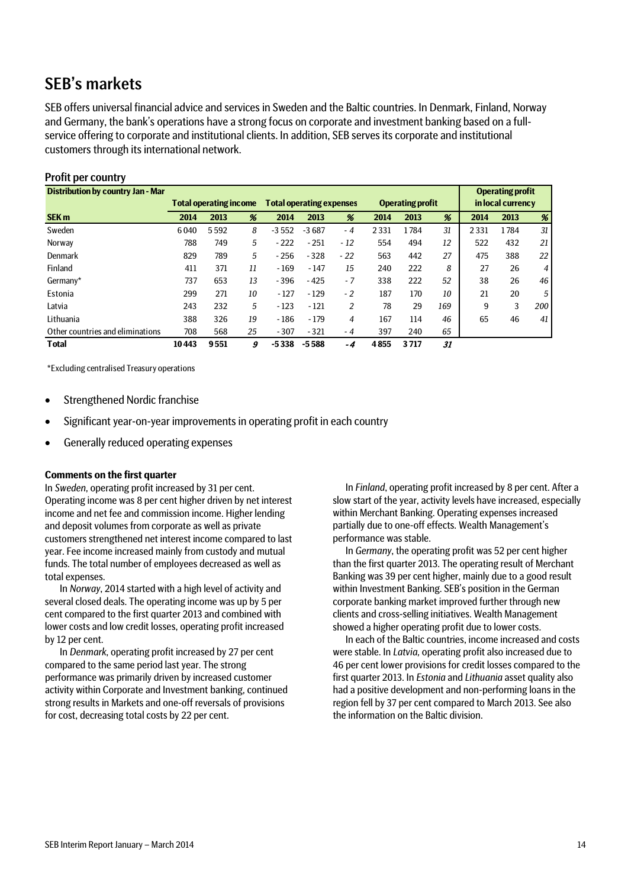# SEB's markets

SEB offers universal financial advice and services in Sweden and the Baltic countries. In Denmark, Finland, Norway and Germany, the bank's operations have a strong focus on corporate and investment banking based on a full-service offering to corporate and institutional clients. In addition, SEB serves its corporate and institutional customers through its international network.

## Profit per country

| **Distribution by country Jan - Mar** | **Total operating income** | | | **Total operating expenses** | | | **Operating profit** | | | **Operating profit in local currency** | | |
|---|---|---|---|---|---|---|---|---|---|---|---|---|
| **SEK m** | **2014** | **2013** | **%** | **2014** | **2013** | **%** | **2014** | **2013** | **%** | **2014** | **2013** | **%** |
| Sweden | 6 040 | 5 592 | *8* | -3 552 | -3 687 | *- 4* | 2 331 | 1 784 | *31* | 2 331 | 1 784 | *31* |
| Norway | 788 | 749 | *5* | - 222 | - 251 | *- 12* | 554 | 494 | *12* | 522 | 432 | *21* |
| Denmark | 829 | 789 | *5* | - 256 | - 328 | *- 22* | 563 | 442 | *27* | 475 | 388 | *22* |
| Finland | 411 | 371 | *11* | - 169 | - 147 | *15* | 240 | 222 | *8* | 27 | 26 | *4* |
| Germany* | 737 | 653 | *13* | - 396 | - 425 | *- 7* | 338 | 222 | *52* | 38 | 26 | *46* |
| Estonia | 299 | 271 | *10* | - 127 | - 129 | *- 2* | 187 | 170 | *10* | 21 | 20 | *5* |
| Latvia | 243 | 232 | *5* | - 123 | - 121 | *2* | 78 | 29 | *169* | 9 | 3 | *200* |
| Lithuania | 388 | 326 | *19* | - 186 | - 179 | *4* | 167 | 114 | *46* | 65 | 46 | *41* |
| Other countries and eliminations | 708 | 568 | *25* | - 307 | - 321 | *- 4* | 397 | 240 | *65* | | | |
| **Total** | **10 443** | **9 551** | ***9*** | **-5 338** | **-5 588** | ***- 4*** | **4 855** | **3 717** | ***31*** | | | |

*Excluding centralised Treasury operations

- Strengthened Nordic franchise
- Significant year-on-year improvements in operating profit in each country
- Generally reduced operating expenses

**Comments on the first quarter**

In *Sweden*, operating profit increased by 31 per cent. Operating income was 8 per cent higher driven by net interest income and net fee and commission income. Higher lending and deposit volumes from corporate as well as private customers strengthened net interest income compared to last year. Fee income increased mainly from custody and mutual funds. The total number of employees decreased as well as total expenses.

In *Norway*, 2014 started with a high level of activity and several closed deals. The operating income was up by 5 per cent compared to the first quarter 2013 and combined with lower costs and low credit losses, operating profit increased by 12 per cent.

In *Denmark*, operating profit increased by 27 per cent compared to the same period last year. The strong performance was primarily driven by increased customer activity within Corporate and Investment banking, continued strong results in Markets and one-off reversals of provisions for cost, decreasing total costs by 22 per cent.

In *Finland*, operating profit increased by 8 per cent. After a slow start of the year, activity levels have increased, especially within Merchant Banking. Operating expenses increased partially due to one-off effects. Wealth Management's performance was stable.

In *Germany*, the operating profit was 52 per cent higher than the first quarter 2013. The operating result of Merchant Banking was 39 per cent higher, mainly due to a good result within Investment Banking. SEB's position in the German corporate banking market improved further through new clients and cross-selling initiatives. Wealth Management showed a higher operating profit due to lower costs.

In each of the Baltic countries, income increased and costs were stable. In *Latvia,* operating profit also increased due to 46 per cent lower provisions for credit losses compared to the first quarter 2013. In *Estonia* and *Lithuania* asset quality also had a positive development and non-performing loans in the region fell by 37 per cent compared to March 2013. See also the information on the Baltic division.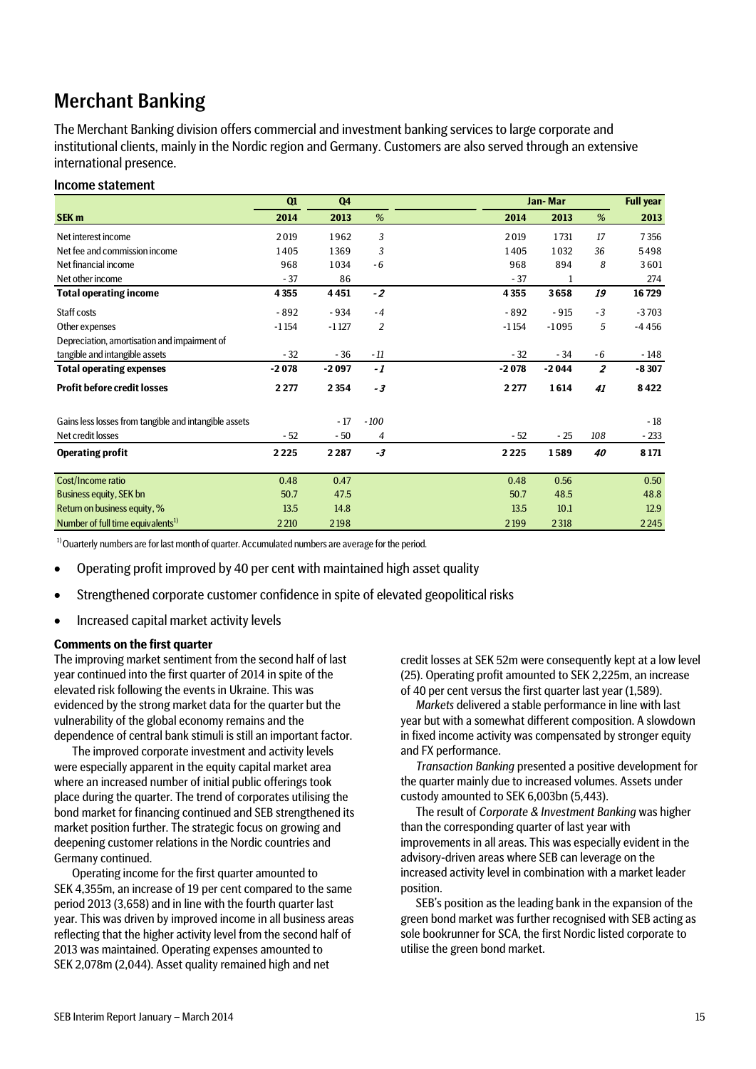# Merchant Banking

The Merchant Banking division offers commercial and investment banking services to large corporate and institutional clients, mainly in the Nordic region and Germany. Customers are also served through an extensive international presence.

## Income statement

| | Q1 | Q4 | | Jan-Mar | | | Full year |
|---|---|---|---|---|---|---|---|
| **SEK m** | **2014** | **2013** | **%** | **2014** | **2013** | **%** | **2013** |
| Net interest income | 2 019 | 1 962 | *3* | 2 019 | 1 731 | *17* | 7 356 |
| Net fee and commission income | 1 405 | 1 369 | *3* | 1 405 | 1 032 | *36* | 5 498 |
| Net financial income | 968 | 1 034 | *-6* | 968 | 894 | *8* | 3 601 |
| Net other income | - 37 | 86 | | - 37 | 1 | | 274 |
| **Total operating income** | **4 355** | **4 451** | ***-2*** | **4 355** | **3 658** | ***19*** | **16 729** |
| Staff costs | - 892 | - 934 | *-4* | - 892 | - 915 | *-3* | -3 703 |
| Other expenses | -1 154 | -1 127 | *2* | -1 154 | -1 095 | *5* | -4 456 |
| Depreciation, amortisation and impairment of tangible and intangible assets | - 32 | - 36 | *-11* | - 32 | - 34 | *-6* | - 148 |
| **Total operating expenses** | **-2 078** | **-2 097** | ***-1*** | **-2 078** | **-2 044** | ***2*** | **-8 307** |
| **Profit before credit losses** | **2 277** | **2 354** | ***-3*** | **2 277** | **1 614** | ***41*** | **8 422** |
| Gains less losses from tangible and intangible assets | | - 17 | *-100* | | | | - 18 |
| Net credit losses | - 52 | - 50 | *4* | - 52 | - 25 | *108* | - 233 |
| **Operating profit** | **2 225** | **2 287** | ***-3*** | **2 225** | **1 589** | ***40*** | **8 171** |
| Cost/Income ratio | 0.48 | 0.47 | | 0.48 | 0.56 | | 0.50 |
| Business equity, SEK bn | 50.7 | 47.5 | | 50.7 | 48.5 | | 48.8 |
| Return on business equity, % | 13.5 | 14.8 | | 13.5 | 10.1 | | 12.9 |
| Number of full time equivalents[1] | 2 210 | 2 198 | | 2 199 | 2 318 | | 2 245 |

[1] Quarterly numbers are for last month of quarter. Accumulated numbers are average for the period.

- Operating profit improved by 40 per cent with maintained high asset quality
- Strengthened corporate customer confidence in spite of elevated geopolitical risks
- Increased capital market activity levels

**Comments on the first quarter**

The improving market sentiment from the second half of last year continued into the first quarter of 2014 in spite of the elevated risk following the events in Ukraine. This was evidenced by the strong market data for the quarter but the vulnerability of the global economy remains and the dependence of central bank stimuli is still an important factor.

The improved corporate investment and activity levels were especially apparent in the equity capital market area where an increased number of initial public offerings took place during the quarter. The trend of corporates utilising the bond market for financing continued and SEB strengthened its market position further. The strategic focus on growing and deepening customer relations in the Nordic countries and Germany continued.

Operating income for the first quarter amounted to SEK 4,355m, an increase of 19 per cent compared to the same period 2013 (3,658) and in line with the fourth quarter last year. This was driven by improved income in all business areas reflecting that the higher activity level from the second half of 2013 was maintained. Operating expenses amounted to SEK 2,078m (2,044). Asset quality remained high and net credit losses at SEK 52m were consequently kept at a low level (25). Operating profit amounted to SEK 2,225m, an increase of 40 per cent versus the first quarter last year (1,589).

*Markets* delivered a stable performance in line with last year but with a somewhat different composition. A slowdown in fixed income activity was compensated by stronger equity and FX performance.

*Transaction Banking* presented a positive development for the quarter mainly due to increased volumes. Assets under custody amounted to SEK 6,003bn (5,443).

The result of *Corporate & Investment Banking* was higher than the corresponding quarter of last year with improvements in all areas. This was especially evident in the advisory-driven areas where SEB can leverage on the increased activity level in combination with a market leader position.

SEB's position as the leading bank in the expansion of the green bond market was further recognised with SEB acting as sole bookrunner for SCA, the first Nordic listed corporate to utilise the green bond market.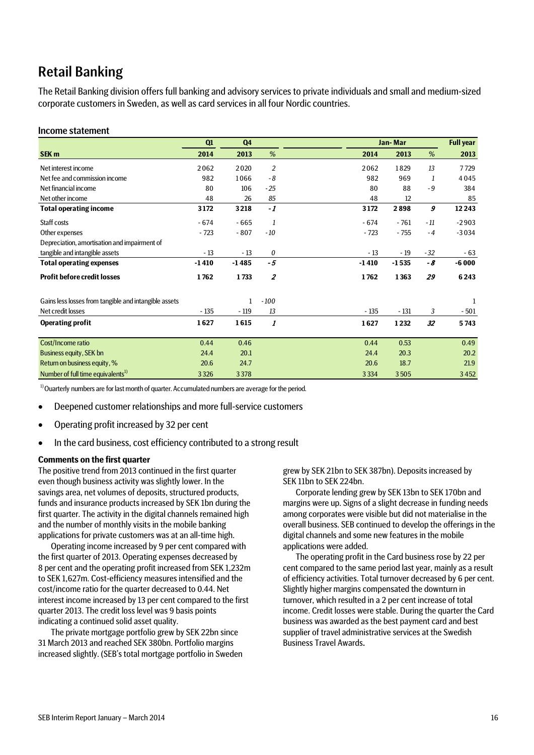# Retail Banking

The Retail Banking division offers full banking and advisory services to private individuals and small and medium-sized corporate customers in Sweden, as well as card services in all four Nordic countries.

## Income statement

| | Q1 | Q4 | | Jan- Mar | | | Full year |
|---|---|---|---|---|---|---|---|
| **SEK m** | **2014** | **2013** | **%** | **2014** | **2013** | **%** | **2013** |
| Net interest income | 2 062 | 2 020 | 2 | 2 062 | 1 829 | 13 | 7 729 |
| Net fee and commission income | 982 | 1 066 | -8 | 982 | 969 | 1 | 4 045 |
| Net financial income | 80 | 106 | -25 | 80 | 88 | -9 | 384 |
| Net other income | 48 | 26 | 85 | 48 | 12 | | 85 |
| **Total operating income** | **3 172** | **3 218** | **-1** | **3 172** | **2 898** | **9** | **12 243** |
| Staff costs | -674 | -665 | 1 | -674 | -761 | -11 | -2 903 |
| Other expenses | -723 | -807 | -10 | -723 | -755 | -4 | -3 034 |
| Depreciation, amortisation and impairment of tangible and intangible assets | -13 | -13 | 0 | -13 | -19 | -32 | -63 |
| **Total operating expenses** | **-1 410** | **-1 485** | **-5** | **-1 410** | **-1 535** | **-8** | **-6 000** |
| **Profit before credit losses** | **1 762** | **1 733** | **2** | **1 762** | **1 363** | **29** | **6 243** |
| Gains less losses from tangible and intangible assets | | 1 | -100 | | | | 1 |
| Net credit losses | -135 | -119 | 13 | -135 | -131 | 3 | -501 |
| **Operating profit** | **1 627** | **1 615** | **1** | **1 627** | **1 232** | **32** | **5 743** |
| Cost/Income ratio | 0.44 | 0.46 | | 0.44 | 0.53 | | 0.49 |
| Business equity, SEK bn | 24.4 | 20.1 | | 24.4 | 20.3 | | 20.2 |
| Return on business equity, % | 20.6 | 24.7 | | 20.6 | 18.7 | | 21.9 |
| Number of full time equivalents[1] | 3 326 | 3 378 | | 3 334 | 3 505 | | 3 452 |

[1] Quarterly numbers are for last month of quarter. Accumulated numbers are average for the period.

- Deepened customer relationships and more full-service customers
- Operating profit increased by 32 per cent
- In the card business, cost efficiency contributed to a strong result

**Comments on the first quarter**

The positive trend from 2013 continued in the first quarter even though business activity was slightly lower. In the savings area, net volumes of deposits, structured products, funds and insurance products increased by SEK 1bn during the first quarter. The activity in the digital channels remained high and the number of monthly visits in the mobile banking applications for private customers was at an all-time high.

Operating income increased by 9 per cent compared with the first quarter of 2013. Operating expenses decreased by 8 per cent and the operating profit increased from SEK 1,232m to SEK 1,627m. Cost-efficiency measures intensified and the cost/income ratio for the quarter decreased to 0.44. Net interest income increased by 13 per cent compared to the first quarter 2013. The credit loss level was 9 basis points indicating a continued solid asset quality.

The private mortgage portfolio grew by SEK 22bn since 31 March 2013 and reached SEK 380bn. Portfolio margins increased slightly. (SEB's total mortgage portfolio in Sweden grew by SEK 21bn to SEK 387bn). Deposits increased by SEK 11bn to SEK 224bn.

Corporate lending grew by SEK 13bn to SEK 170bn and margins were up. Signs of a slight decrease in funding needs among corporates were visible but did not materialise in the overall business. SEB continued to develop the offerings in the digital channels and some new features in the mobile applications were added.

The operating profit in the Card business rose by 22 per cent compared to the same period last year, mainly as a result of efficiency activities. Total turnover decreased by 6 per cent. Slightly higher margins compensated the downturn in turnover, which resulted in a 2 per cent increase of total income. Credit losses were stable. During the quarter the Card business was awarded as the best payment card and best supplier of travel administrative services at the Swedish Business Travel Awards.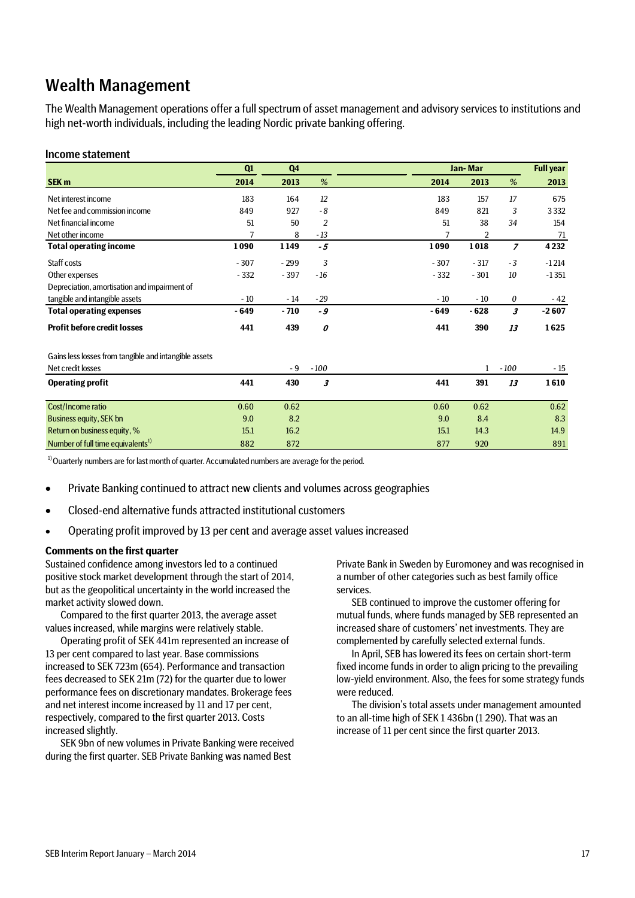# Wealth Management

The Wealth Management operations offer a full spectrum of asset management and advisory services to institutions and high net-worth individuals, including the leading Nordic private banking offering.

## Income statement

| | Q1 | Q4 | | Jan- Mar | | | Full year |
|---|---|---|---|---|---|---|---|
| **SEK m** | **2014** | **2013** | *%* | **2014** | **2013** | *%* | **2013** |
| Net interest income | 183 | 164 | *12* | 183 | 157 | *17* | 675 |
| Net fee and commission income | 849 | 927 | *- 8* | 849 | 821 | *3* | 3 332 |
| Net financial income | 51 | 50 | *2* | 51 | 38 | *34* | 154 |
| Net other income | 7 | 8 | *- 13* | 7 | 2 | | 71 |
| **Total operating income** | **1 090** | **1 149** | ***- 5*** | **1 090** | **1 018** | ***7*** | **4 232** |
| Staff costs | - 307 | - 299 | *3* | - 307 | - 317 | *- 3* | -1 214 |
| Other expenses | - 332 | - 397 | *- 16* | - 332 | - 301 | *10* | -1 351 |
| Depreciation, amortisation and impairment of tangible and intangible assets | - 10 | - 14 | *- 29* | - 10 | - 10 | *0* | - 42 |
| **Total operating expenses** | **- 649** | **- 710** | ***- 9*** | **- 649** | **- 628** | ***3*** | **-2 607** |
| **Profit before credit losses** | **441** | **439** | ***0*** | **441** | **390** | ***13*** | **1 625** |
| Gains less losses from tangible and intangible assets | | | | | | | |
| Net credit losses | | - 9 | *- 100* | | 1 | *- 100* | - 15 |
| **Operating profit** | **441** | **430** | ***3*** | **441** | **391** | ***13*** | **1 610** |
| Cost/Income ratio | 0.60 | 0.62 | | 0.60 | 0.62 | | 0.62 |
| Business equity, SEK bn | 9.0 | 8.2 | | 9.0 | 8.4 | | 8.3 |
| Return on business equity, % | 15.1 | 16.2 | | 15.1 | 14.3 | | 14.9 |
| Number of full time equivalents[1] | 882 | 872 | | 877 | 920 | | 891 |

[1] Quarterly numbers are for last month of quarter. Accumulated numbers are average for the period.

- Private Banking continued to attract new clients and volumes across geographies
- Closed-end alternative funds attracted institutional customers
- Operating profit improved by 13 per cent and average asset values increased

**Comments on the first quarter**

Sustained confidence among investors led to a continued positive stock market development through the start of 2014, but as the geopolitical uncertainty in the world increased the market activity slowed down.

Compared to the first quarter 2013, the average asset values increased, while margins were relatively stable.

Operating profit of SEK 441m represented an increase of 13 per cent compared to last year. Base commissions increased to SEK 723m (654). Performance and transaction fees decreased to SEK 21m (72) for the quarter due to lower performance fees on discretionary mandates. Brokerage fees and net interest income increased by 11 and 17 per cent, respectively, compared to the first quarter 2013. Costs increased slightly.

SEK 9bn of new volumes in Private Banking were received during the first quarter. SEB Private Banking was named Best Private Bank in Sweden by Euromoney and was recognised in a number of other categories such as best family office services.

SEB continued to improve the customer offering for mutual funds, where funds managed by SEB represented an increased share of customers' net investments. They are complemented by carefully selected external funds.

In April, SEB has lowered its fees on certain short-term fixed income funds in order to align pricing to the prevailing low-yield environment. Also, the fees for some strategy funds were reduced.

The division's total assets under management amounted to an all-time high of SEK 1 436bn (1 290). That was an increase of 11 per cent since the first quarter 2013.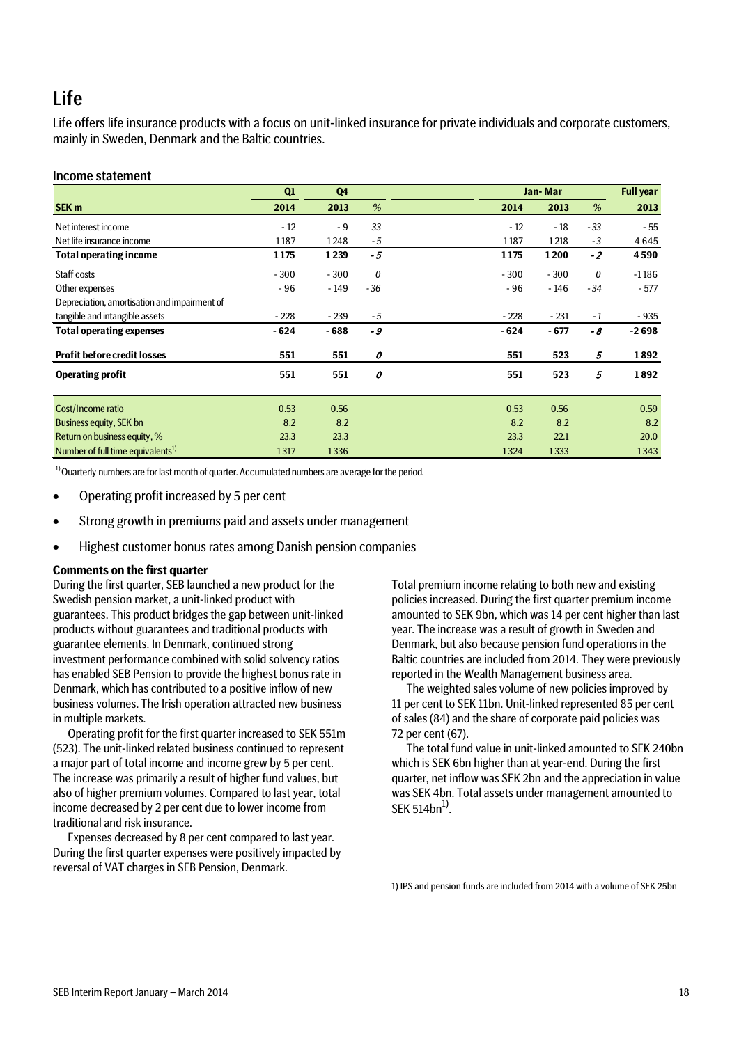# Life

Life offers life insurance products with a focus on unit-linked insurance for private individuals and corporate customers, mainly in Sweden, Denmark and the Baltic countries.

## Income statement

| | Q1 | Q4 | | Jan- Mar | | | Full year |
|---|---|---|---|---|---|---|---|
| **SEK m** | **2014** | **2013** | *%* | **2014** | **2013** | *%* | **2013** |
| Net interest income | - 12 | - 9 | *33* | - 12 | - 18 | *- 33* | - 55 |
| Net life insurance income | 1 187 | 1 248 | *- 5* | 1 187 | 1 218 | *- 3* | 4 645 |
| **Total operating income** | **1 175** | **1 239** | ***- 5*** | **1 175** | **1 200** | ***- 2*** | **4 590** |
| Staff costs | - 300 | - 300 | *0* | - 300 | - 300 | *0* | -1 186 |
| Other expenses | - 96 | - 149 | *- 36* | - 96 | - 146 | *- 34* | - 577 |
| Depreciation, amortisation and impairment of tangible and intangible assets | - 228 | - 239 | *- 5* | - 228 | - 231 | *- 1* | - 935 |
| **Total operating expenses** | **- 624** | **- 688** | ***- 9*** | **- 624** | **- 677** | ***- 8*** | **-2 698** |
| **Profit before credit losses** | **551** | **551** | ***0*** | **551** | **523** | ***5*** | **1 892** |
| **Operating profit** | **551** | **551** | ***0*** | **551** | **523** | ***5*** | **1 892** |
| Cost/Income ratio | 0.53 | 0.56 | | 0.53 | 0.56 | | 0.59 |
| Business equity, SEK bn | 8.2 | 8.2 | | 8.2 | 8.2 | | 8.2 |
| Return on business equity, % | 23.3 | 23.3 | | 23.3 | 22.1 | | 20.0 |
| Number of full time equivalents[1] | 1 317 | 1 336 | | 1 324 | 1 333 | | 1 343 |

[1] Quarterly numbers are for last month of quarter. Accumulated numbers are average for the period.

- Operating profit increased by 5 per cent
- Strong growth in premiums paid and assets under management
- Highest customer bonus rates among Danish pension companies

**Comments on the first quarter**

During the first quarter, SEB launched a new product for the Swedish pension market, a unit-linked product with guarantees. This product bridges the gap between unit-linked products without guarantees and traditional products with guarantee elements. In Denmark, continued strong investment performance combined with solid solvency ratios has enabled SEB Pension to provide the highest bonus rate in Denmark, which has contributed to a positive inflow of new business volumes. The Irish operation attracted new business in multiple markets.

Operating profit for the first quarter increased to SEK 551m (523). The unit-linked related business continued to represent a major part of total income and income grew by 5 per cent. The increase was primarily a result of higher fund values, but also of higher premium volumes. Compared to last year, total income decreased by 2 per cent due to lower income from traditional and risk insurance.

Expenses decreased by 8 per cent compared to last year. During the first quarter expenses were positively impacted by reversal of VAT charges in SEB Pension, Denmark.

Total premium income relating to both new and existing policies increased. During the first quarter premium income amounted to SEK 9bn, which was 14 per cent higher than last year. The increase was a result of growth in Sweden and Denmark, but also because pension fund operations in the Baltic countries are included from 2014. They were previously reported in the Wealth Management business area.

The weighted sales volume of new policies improved by 11 per cent to SEK 11bn. Unit-linked represented 85 per cent of sales (84) and the share of corporate paid policies was 72 per cent (67).

The total fund value in unit-linked amounted to SEK 240bn which is SEK 6bn higher than at year-end. During the first quarter, net inflow was SEK 2bn and the appreciation in value was SEK 4bn. Total assets under management amounted to SEK 514bn[1].

1) IPS and pension funds are included from 2014 with a volume of SEK 25bn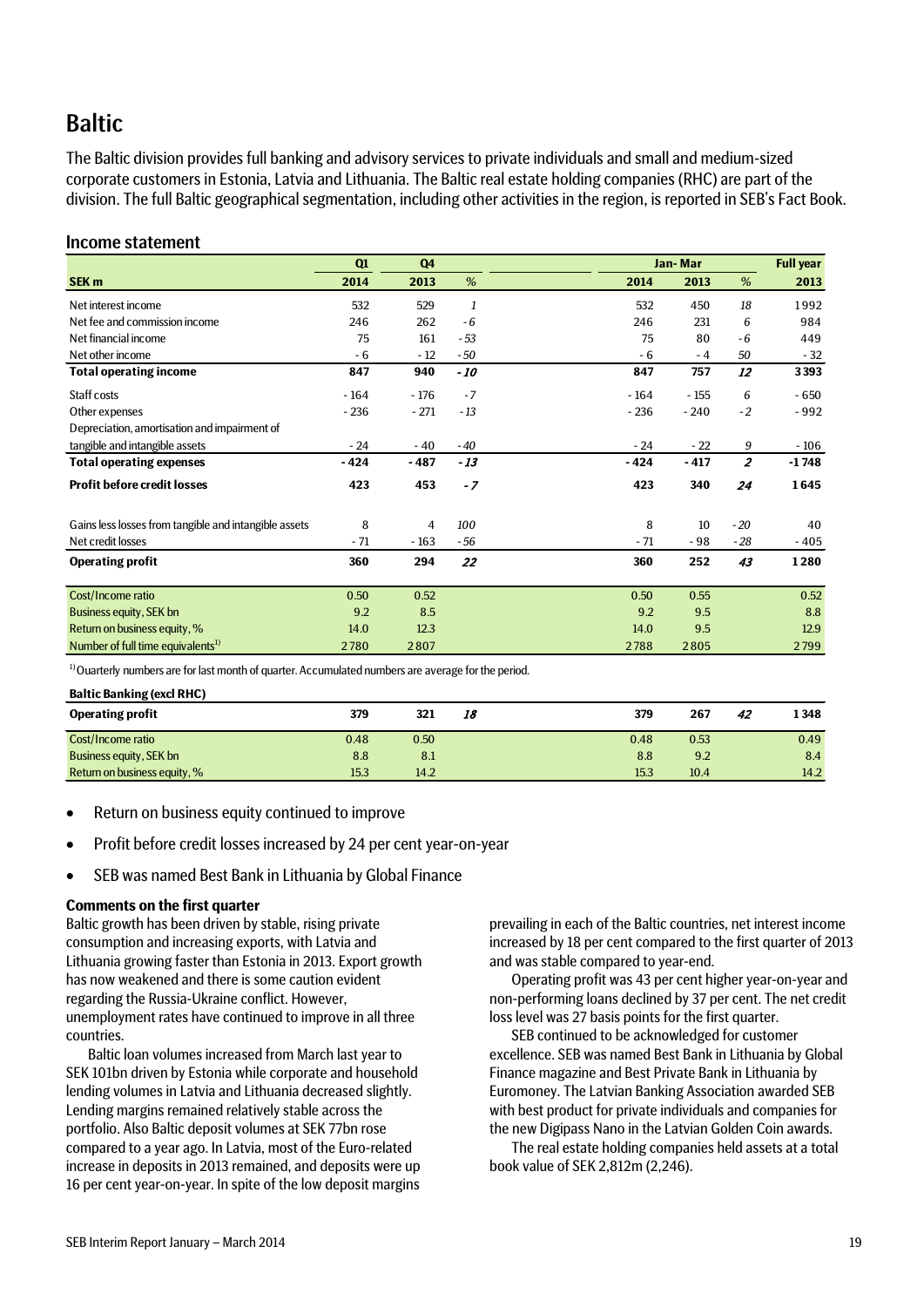# Baltic

The Baltic division provides full banking and advisory services to private individuals and small and medium-sized corporate customers in Estonia, Latvia and Lithuania. The Baltic real estate holding companies (RHC) are part of the division. The full Baltic geographical segmentation, including other activities in the region, is reported in SEB's Fact Book.

## Income statement

| SEK m | Q1 2014 | Q4 2013 | % | Jan- Mar 2014 | Jan- Mar 2013 | % | Full year 2013 |
|---|---|---|---|---|---|---|---|
| Net interest income | 532 | 529 | *1* | 532 | 450 | *18* | 1 992 |
| Net fee and commission income | 246 | 262 | *- 6* | 246 | 231 | *6* | 984 |
| Net financial income | 75 | 161 | *- 53* | 75 | 80 | *- 6* | 449 |
| Net other income | - 6 | - 12 | *- 50* | - 6 | - 4 | *50* | - 32 |
| **Total operating income** | **847** | **940** | ***- 10*** | **847** | **757** | ***12*** | **3 393** |
| Staff costs | - 164 | - 176 | *- 7* | - 164 | - 155 | *6* | - 650 |
| Other expenses | - 236 | - 271 | *- 13* | - 236 | - 240 | *- 2* | - 992 |
| Depreciation, amortisation and impairment of tangible and intangible assets | - 24 | - 40 | *- 40* | - 24 | - 22 | *9* | - 106 |
| **Total operating expenses** | **- 424** | **- 487** | ***- 13*** | **- 424** | **- 417** | ***2*** | **-1 748** |
| **Profit before credit losses** | **423** | **453** | ***- 7*** | **423** | **340** | ***24*** | **1 645** |
| Gains less losses from tangible and intangible assets | 8 | 4 | *100* | 8 | 10 | *- 20* | 40 |
| Net credit losses | - 71 | - 163 | *- 56* | - 71 | - 98 | *- 28* | - 405 |
| **Operating profit** | **360** | **294** | ***22*** | **360** | **252** | ***43*** | **1 280** |
| Cost/Income ratio | 0.50 | 0.52 | | 0.50 | 0.55 | | 0.52 |
| Business equity, SEK bn | 9.2 | 8.5 | | 9.2 | 9.5 | | 8.8 |
| Return on business equity, % | 14.0 | 12.3 | | 14.0 | 9.5 | | 12.9 |
| Number of full time equivalents[1] | 2 780 | 2 807 | | 2 788 | 2 805 | | 2 799 |

[1] Quarterly numbers are for last month of quarter. Accumulated numbers are average for the period.

**Baltic Banking (excl RHC)**

| | Q1 2014 | Q4 2013 | % | Jan- Mar 2014 | Jan- Mar 2013 | % | Full year 2013 |
|---|---|---|---|---|---|---|---|
| **Operating profit** | **379** | **321** | ***18*** | **379** | **267** | ***42*** | **1 348** |
| Cost/Income ratio | 0.48 | 0.50 | | 0.48 | 0.53 | | 0.49 |
| Business equity, SEK bn | 8.8 | 8.1 | | 8.8 | 9.2 | | 8.4 |
| Return on business equity, % | 15.3 | 14.2 | | 15.3 | 10.4 | | 14.2 |

- Return on business equity continued to improve
- Profit before credit losses increased by 24 per cent year-on-year
- SEB was named Best Bank in Lithuania by Global Finance

**Comments on the first quarter**

Baltic growth has been driven by stable, rising private consumption and increasing exports, with Latvia and Lithuania growing faster than Estonia in 2013. Export growth has now weakened and there is some caution evident regarding the Russia-Ukraine conflict. However, unemployment rates have continued to improve in all three countries.

Baltic loan volumes increased from March last year to SEK 101bn driven by Estonia while corporate and household lending volumes in Latvia and Lithuania decreased slightly. Lending margins remained relatively stable across the portfolio. Also Baltic deposit volumes at SEK 77bn rose compared to a year ago. In Latvia, most of the Euro-related increase in deposits in 2013 remained, and deposits were up 16 per cent year-on-year. In spite of the low deposit margins prevailing in each of the Baltic countries, net interest income increased by 18 per cent compared to the first quarter of 2013 and was stable compared to year-end.

Operating profit was 43 per cent higher year-on-year and non-performing loans declined by 37 per cent. The net credit loss level was 27 basis points for the first quarter.

SEB continued to be acknowledged for customer excellence. SEB was named Best Bank in Lithuania by Global Finance magazine and Best Private Bank in Lithuania by Euromoney. The Latvian Banking Association awarded SEB with best product for private individuals and companies for the new Digipass Nano in the Latvian Golden Coin awards.

The real estate holding companies held assets at a total book value of SEK 2,812m (2,246).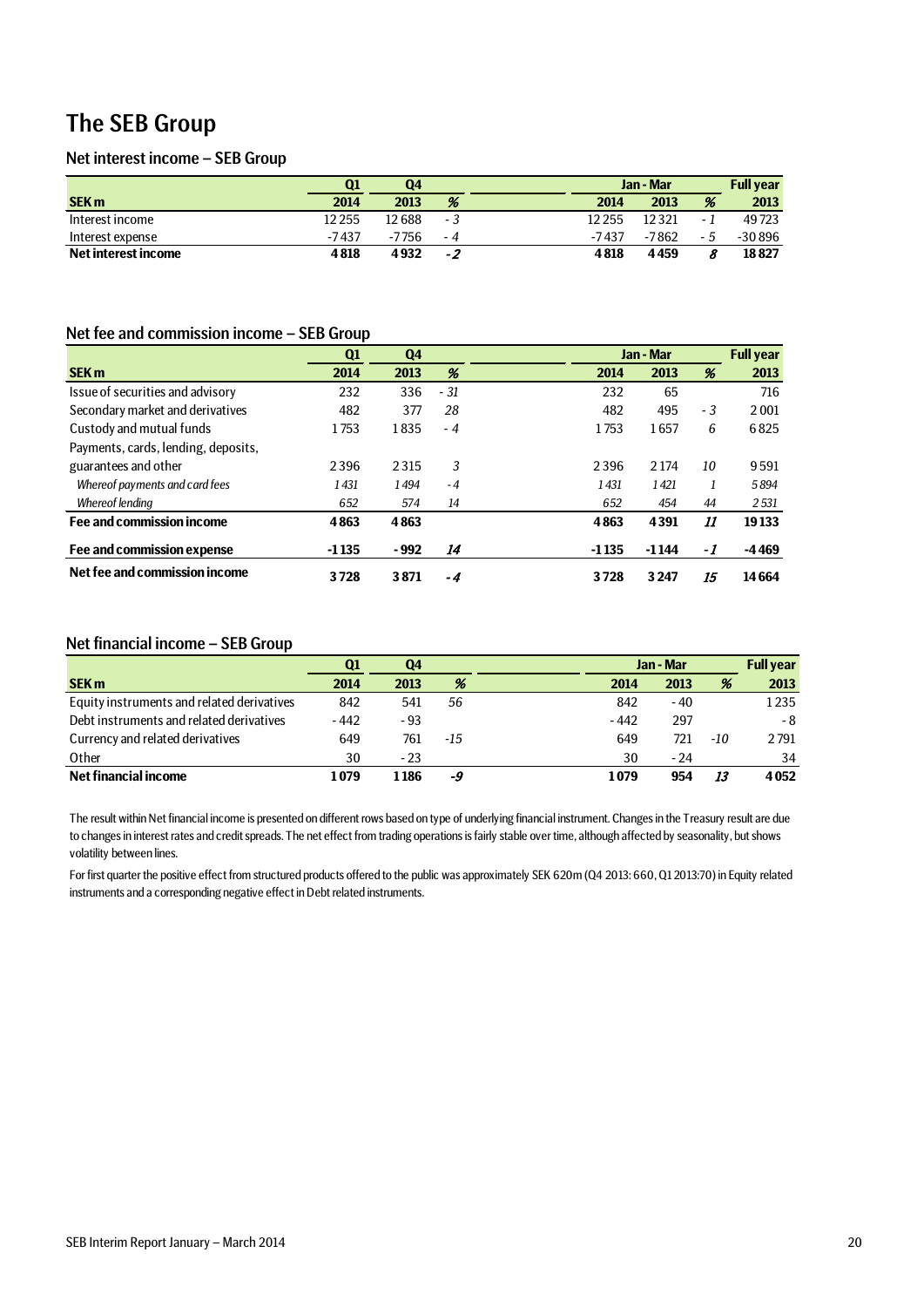# The SEB Group

## Net interest income – SEB Group

| | Q1 | Q4 | | Jan - Mar | | | Full year |
|---|---|---|---|---|---|---|---|
| SEK m | 2014 | 2013 | % | 2014 | 2013 | % | 2013 |
| Interest income | 12 255 | 12 688 | - 3 | 12 255 | 12 321 | - 1 | 49 723 |
| Interest expense | -7 437 | -7 756 | - 4 | -7 437 | -7 862 | - 5 | -30 896 |
| **Net interest income** | **4 818** | **4 932** | ***-2*** | **4 818** | **4 459** | ***8*** | **18 827** |

## Net fee and commission income – SEB Group

| | Q1 | Q4 | | Jan - Mar | | | Full year |
|---|---|---|---|---|---|---|---|
| SEK m | 2014 | 2013 | % | 2014 | 2013 | % | 2013 |
| Issue of securities and advisory | 232 | 336 | - 31 | 232 | 65 | | 716 |
| Secondary market and derivatives | 482 | 377 | 28 | 482 | 495 | - 3 | 2 001 |
| Custody and mutual funds | 1 753 | 1 835 | - 4 | 1 753 | 1 657 | 6 | 6 825 |
| Payments, cards, lending, deposits, guarantees and other | 2 396 | 2 315 | 3 | 2 396 | 2 174 | 10 | 9 591 |
| *Whereof payments and card fees* | *1 431* | *1 494* | *- 4* | *1 431* | *1 421* | *1* | *5 894* |
| *Whereof lending* | *652* | *574* | *14* | *652* | *454* | *44* | *2 531* |
| **Fee and commission income** | **4 863** | **4 863** | | **4 863** | **4 391** | ***11*** | **19 133** |
| **Fee and commission expense** | **-1 135** | **- 992** | ***14*** | **-1 135** | **-1 144** | ***- 1*** | **-4 469** |
| **Net fee and commission income** | **3 728** | **3 871** | ***- 4*** | **3 728** | **3 247** | ***15*** | **14 664** |

## Net financial income – SEB Group

| | Q1 | Q4 | | Jan - Mar | | | Full year |
|---|---|---|---|---|---|---|---|
| SEK m | 2014 | 2013 | % | 2014 | 2013 | % | 2013 |
| Equity instruments and related derivatives | 842 | 541 | 56 | 842 | - 40 | | 1 235 |
| Debt instruments and related derivatives | - 442 | - 93 | | - 442 | 297 | | - 8 |
| Currency and related derivatives | 649 | 761 | -15 | 649 | 721 | -10 | 2 791 |
| Other | 30 | - 23 | | 30 | - 24 | | 34 |
| **Net financial income** | **1 079** | **1 186** | ***-9*** | **1 079** | **954** | ***13*** | **4 052** |

The result within Net financial income is presented on different rows based on type of underlying financial instrument. Changes in the Treasury result are due to changes in interest rates and credit spreads. The net effect from trading operations is fairly stable over time, although affected by seasonality, but shows volatility between lines.

For first quarter the positive effect from structured products offered to the public was approximately SEK 620m (Q4 2013: 660, Q1 2013:70) in Equity related instruments and a corresponding negative effect in Debt related instruments.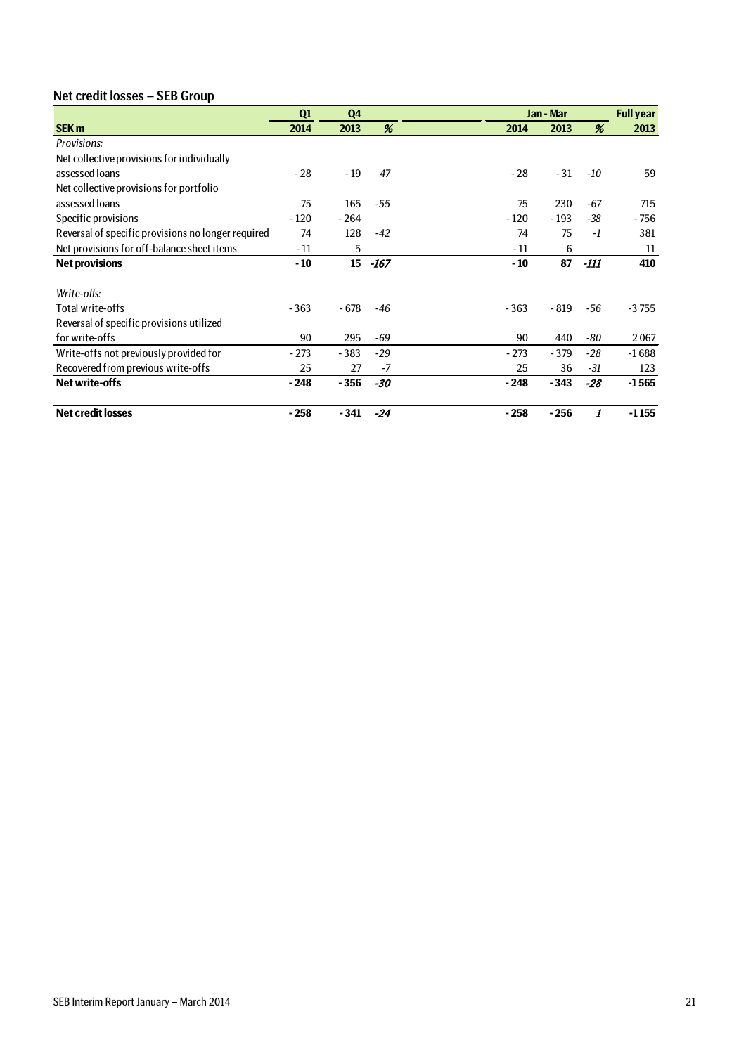## Net credit losses – SEB Group

| SEK m | Q1 2014 | Q4 2013 | % | Jan - Mar 2014 | Jan - Mar 2013 | % | Full year 2013 |
|---|---|---|---|---|---|---|---|
| *Provisions:* | | | | | | | |
| Net collective provisions for individually assessed loans | - 28 | - 19 | *47* | - 28 | - 31 | *-10* | 59 |
| Net collective provisions for portfolio assessed loans | 75 | 165 | *-55* | 75 | 230 | *-67* | 715 |
| Specific provisions | - 120 | - 264 | | - 120 | - 193 | *-38* | - 756 |
| Reversal of specific provisions no longer required | 74 | 128 | *-42* | 74 | 75 | *-1* | 381 |
| Net provisions for off-balance sheet items | - 11 | 5 | | - 11 | 6 | | 11 |
| **Net provisions** | **- 10** | **15** | ***-167*** | **- 10** | **87** | ***-111*** | **410** |
| *Write-offs:* | | | | | | | |
| Total write-offs | - 363 | - 678 | *-46* | - 363 | - 819 | *-56* | -3 755 |
| Reversal of specific provisions utilized for write-offs | 90 | 295 | *-69* | 90 | 440 | *-80* | 2 067 |
| Write-offs not previously provided for | - 273 | - 383 | *-29* | - 273 | - 379 | *-28* | -1 688 |
| Recovered from previous write-offs | 25 | 27 | *-7* | 25 | 36 | *-31* | 123 |
| **Net write-offs** | **- 248** | **- 356** | ***-30*** | **- 248** | **- 343** | ***-28*** | **-1 565** |
| **Net credit losses** | **- 258** | **- 341** | ***-24*** | **- 258** | **- 256** | ***1*** | **-1 155** |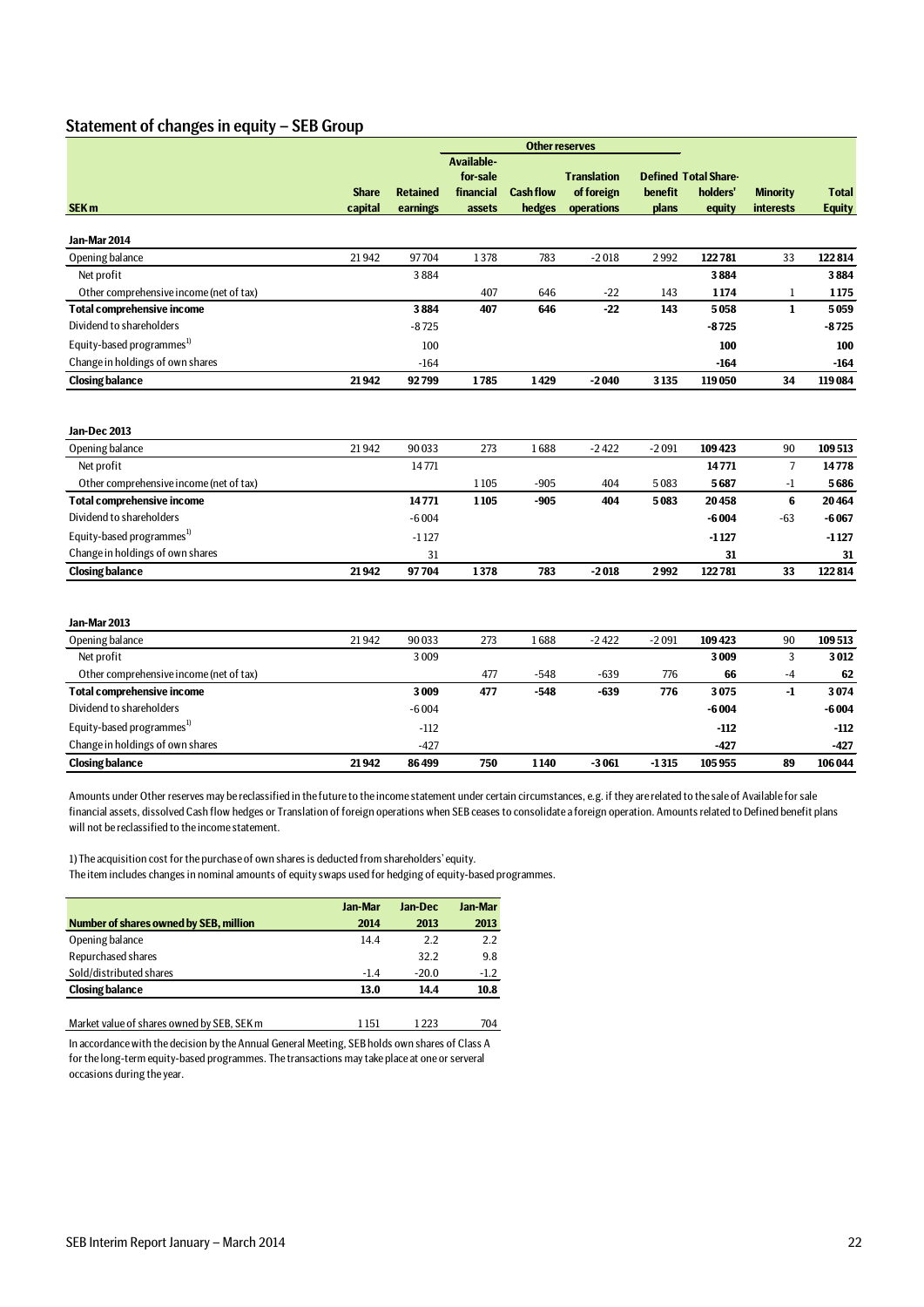## Statement of changes in equity – SEB Group

| SEK m | Share capital | Retained earnings | Other reserves: Available-for-sale financial assets | Other reserves: Cash flow hedges | Other reserves: Translation of foreign operations | Other reserves: Defined benefit plans | Total Share-holders' equity | Minority interests | Total Equity |
|---|---|---|---|---|---|---|---|---|---|
| **Jan-Mar 2014** | | | | | | | | | |
| Opening balance | 21 942 | 97 704 | 1 378 | 783 | -2 018 | 2 992 | **122 781** | 33 | **122 814** |
| Net profit | | 3 884 | | | | | **3 884** | | **3 884** |
| Other comprehensive income (net of tax) | | | 407 | 646 | -22 | 143 | **1 174** | 1 | **1 175** |
| **Total comprehensive income** | | **3 884** | **407** | **646** | **-22** | **143** | **5 058** | **1** | **5 059** |
| Dividend to shareholders | | -8 725 | | | | | **-8 725** | | **-8 725** |
| Equity-based programmes[1] | | 100 | | | | | **100** | | **100** |
| Change in holdings of own shares | | -164 | | | | | **-164** | | **-164** |
| **Closing balance** | **21 942** | **92 799** | **1 785** | **1 429** | **-2 040** | **3 135** | **119 050** | **34** | **119 084** |
| | | | | | | | | | |
| **Jan-Dec 2013** | | | | | | | | | |
| Opening balance | 21 942 | 90 033 | 273 | 1 688 | -2 422 | -2 091 | **109 423** | 90 | **109 513** |
| Net profit | | 14 771 | | | | | **14 771** | 7 | **14 778** |
| Other comprehensive income (net of tax) | | | 1 105 | -905 | 404 | 5 083 | **5 687** | -1 | **5 686** |
| **Total comprehensive income** | | **14 771** | **1 105** | **-905** | **404** | **5 083** | **20 458** | **6** | **20 464** |
| Dividend to shareholders | | -6 004 | | | | | **-6 004** | -63 | **-6 067** |
| Equity-based programmes[1] | | -1 127 | | | | | **-1 127** | | **-1 127** |
| Change in holdings of own shares | | 31 | | | | | **31** | | **31** |
| **Closing balance** | **21 942** | **97 704** | **1 378** | **783** | **-2 018** | **2 992** | **122 781** | **33** | **122 814** |
| | | | | | | | | | |
| **Jan-Mar 2013** | | | | | | | | | |
| Opening balance | 21 942 | 90 033 | 273 | 1 688 | -2 422 | -2 091 | **109 423** | 90 | **109 513** |
| Net profit | | 3 009 | | | | | **3 009** | 3 | **3 012** |
| Other comprehensive income (net of tax) | | | 477 | -548 | -639 | 776 | **66** | -4 | **62** |
| **Total comprehensive income** | | **3 009** | **477** | **-548** | **-639** | **776** | **3 075** | **-1** | **3 074** |
| Dividend to shareholders | | -6 004 | | | | | **-6 004** | | **-6 004** |
| Equity-based programmes[1] | | -112 | | | | | **-112** | | **-112** |
| Change in holdings of own shares | | -427 | | | | | **-427** | | **-427** |
| **Closing balance** | **21 942** | **86 499** | **750** | **1 140** | **-3 061** | **-1 315** | **105 955** | **89** | **106 044** |

Amounts under Other reserves may be reclassified in the future to the income statement under certain circumstances, e.g. if they are related to the sale of Available for sale financial assets, dissolved Cash flow hedges or Translation of foreign operations when SEB ceases to consolidate a foreign operation. Amounts related to Defined benefit plans will not be reclassified to the income statement.

1) The acquisition cost for the purchase of own shares is deducted from shareholders' equity.
The item includes changes in nominal amounts of equity swaps used for hedging of equity-based programmes.

| Number of shares owned by SEB, million | Jan-Mar 2014 | Jan-Dec 2013 | Jan-Mar 2013 |
|---|---|---|---|
| Opening balance | 14.4 | 2.2 | 2.2 |
| Repurchased shares | | 32.2 | 9.8 |
| Sold/distributed shares | -1.4 | -20.0 | -1.2 |
| **Closing balance** | **13.0** | **14.4** | **10.8** |
| | | | |
| Market value of shares owned by SEB, SEK m | 1 151 | 1 223 | 704 |

In accordance with the decision by the Annual General Meeting, SEB holds own shares of Class A for the long-term equity-based programmes. The transactions may take place at one or serveral occasions during the year.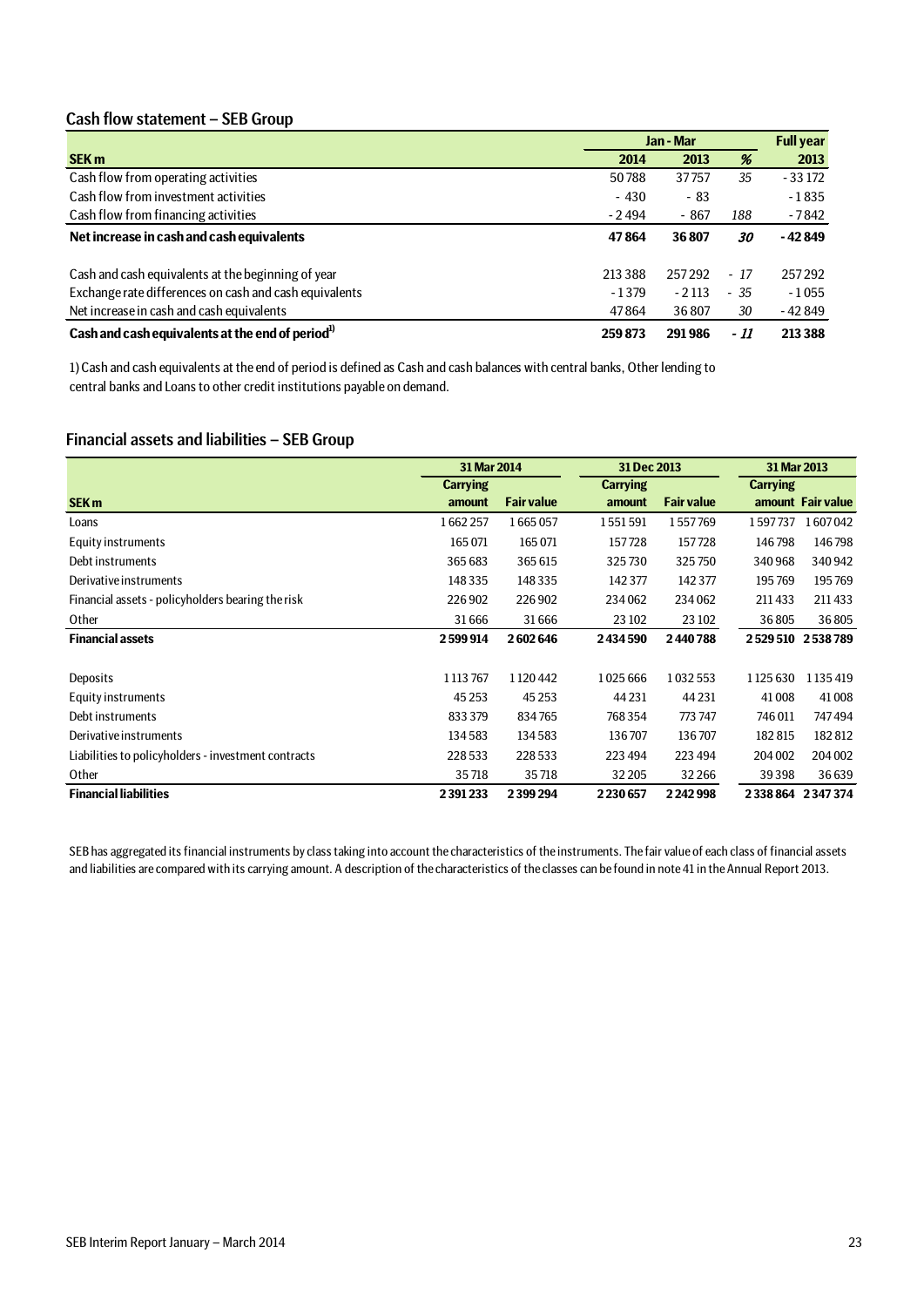## Cash flow statement – SEB Group

| SEK m | Jan - Mar 2014 | Jan - Mar 2013 | % | Full year 2013 |
|---|---|---|---|---|
| Cash flow from operating activities | 50 788 | 37 757 | 35 | -33 172 |
| Cash flow from investment activities | - 430 | - 83 | | -1 835 |
| Cash flow from financing activities | -2 494 | - 867 | 188 | -7 842 |
| **Net increase in cash and cash equivalents** | **47 864** | **36 807** | ***30*** | **-42 849** |
| | | | | |
| Cash and cash equivalents at the beginning of year | 213 388 | 257 292 | - 17 | 257 292 |
| Exchange rate differences on cash and cash equivalents | -1 379 | -2 113 | - 35 | -1 055 |
| Net increase in cash and cash equivalents | 47 864 | 36 807 | 30 | -42 849 |
| **Cash and cash equivalents at the end of period[1)]** | **259 873** | **291 986** | ***-11*** | **213 388** |

1) Cash and cash equivalents at the end of period is defined as Cash and cash balances with central banks, Other lending to central banks and Loans to other credit institutions payable on demand.

## Financial assets and liabilities – SEB Group

| | 31 Mar 2014 | | 31 Dec 2013 | | 31 Mar 2013 | |
|---|---|---|---|---|---|---|
| SEK m | Carrying amount | Fair value | Carrying amount | Fair value | Carrying amount | Fair value |
| Loans | 1 662 257 | 1 665 057 | 1 551 591 | 1 557 769 | 1 597 737 | 1 607 042 |
| Equity instruments | 165 071 | 165 071 | 157 728 | 157 728 | 146 798 | 146 798 |
| Debt instruments | 365 683 | 365 615 | 325 730 | 325 750 | 340 968 | 340 942 |
| Derivative instruments | 148 335 | 148 335 | 142 377 | 142 377 | 195 769 | 195 769 |
| Financial assets - policyholders bearing the risk | 226 902 | 226 902 | 234 062 | 234 062 | 211 433 | 211 433 |
| Other | 31 666 | 31 666 | 23 102 | 23 102 | 36 805 | 36 805 |
| **Financial assets** | **2 599 914** | **2 602 646** | **2 434 590** | **2 440 788** | **2 529 510** | **2 538 789** |
| | | | | | | |
| Deposits | 1 113 767 | 1 120 442 | 1 025 666 | 1 032 553 | 1 125 630 | 1 135 419 |
| Equity instruments | 45 253 | 45 253 | 44 231 | 44 231 | 41 008 | 41 008 |
| Debt instruments | 833 379 | 834 765 | 768 354 | 773 747 | 746 011 | 747 494 |
| Derivative instruments | 134 583 | 134 583 | 136 707 | 136 707 | 182 815 | 182 812 |
| Liabilities to policyholders - investment contracts | 228 533 | 228 533 | 223 494 | 223 494 | 204 002 | 204 002 |
| Other | 35 718 | 35 718 | 32 205 | 32 266 | 39 398 | 36 639 |
| **Financial liabilities** | **2 391 233** | **2 399 294** | **2 230 657** | **2 242 998** | **2 338 864** | **2 347 374** |

SEB has aggregated its financial instruments by class taking into account the characteristics of the instruments. The fair value of each class of financial assets and liabilities are compared with its carrying amount. A description of the characteristics of the classes can be found in note 41 in the Annual Report 2013.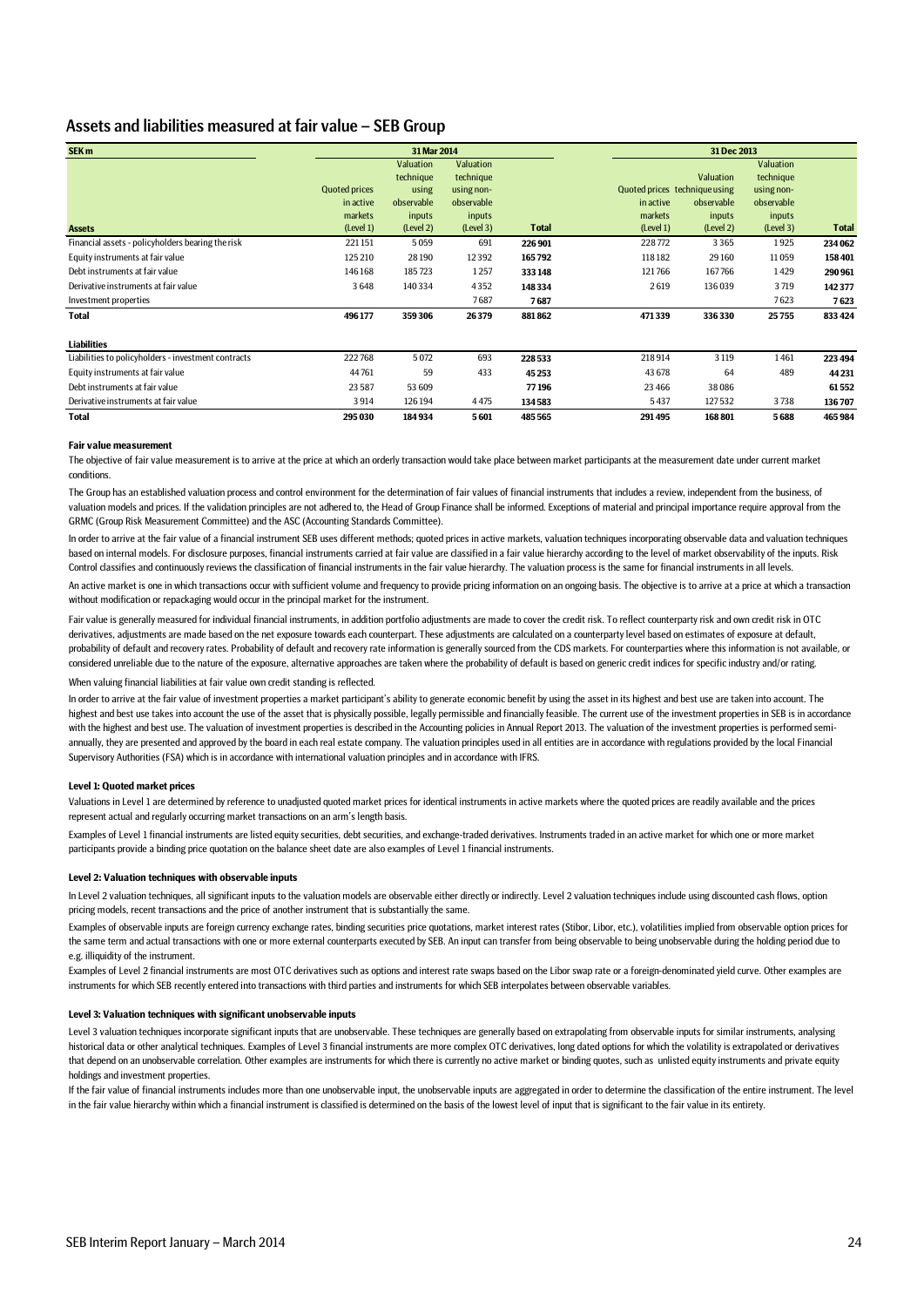## Assets and liabilities measured at fair value – SEB Group

| SEK m | 31 Mar 2014 | | | | 31 Dec 2013 | | | |
|---|---|---|---|---|---|---|---|---|
| **Assets** | Quoted prices in active markets (Level 1) | Valuation technique using observable inputs (Level 2) | Valuation technique using non-observable inputs (Level 3) | **Total** | Quoted prices in active markets (Level 1) | Valuation technique using observable inputs (Level 2) | Valuation technique using non-observable inputs (Level 3) | **Total** |
| Financial assets - policyholders bearing the risk | 221 151 | 5 059 | 691 | **226 901** | 228 772 | 3 365 | 1 925 | **234 062** |
| Equity instruments at fair value | 125 210 | 28 190 | 12 392 | **165 792** | 118 182 | 29 160 | 11 059 | **158 401** |
| Debt instruments at fair value | 146 168 | 185 723 | 1 257 | **333 148** | 121 766 | 167 766 | 1 429 | **290 961** |
| Derivative instruments at fair value | 3 648 | 140 334 | 4 352 | **148 334** | 2 619 | 136 039 | 3 719 | **142 377** |
| Investment properties | | | 7 687 | **7 687** | | | 7 623 | **7 623** |
| **Total** | **496 177** | **359 306** | **26 379** | **881 862** | **471 339** | **336 330** | **25 755** | **833 424** |
| | | | | | | | | |
| **Liabilities** | | | | | | | | |
| Liabilities to policyholders - investment contracts | 222 768 | 5 072 | 693 | **228 533** | 218 914 | 3 119 | 1 461 | **223 494** |
| Equity instruments at fair value | 44 761 | 59 | 433 | **45 253** | 43 678 | 64 | 489 | **44 231** |
| Debt instruments at fair value | 23 587 | 53 609 | | **77 196** | 23 466 | 38 086 | | **61 552** |
| Derivative instruments at fair value | 3 914 | 126 194 | 4 475 | **134 583** | 5 437 | 127 532 | 3 738 | **136 707** |
| **Total** | **295 030** | **184 934** | **5 601** | **485 565** | **291 495** | **168 801** | **5 688** | **465 984** |

**Fair value measurement**

The objective of fair value measurement is to arrive at the price at which an orderly transaction would take place between market participants at the measurement date under current market conditions.

The Group has an established valuation process and control environment for the determination of fair values of financial instruments that includes a review, independent from the business, of valuation models and prices. If the validation principles are not adhered to, the Head of Group Finance shall be informed. Exceptions of material and principal importance require approval from the GRMC (Group Risk Measurement Committee) and the ASC (Accounting Standards Committee).

In order to arrive at the fair value of a financial instrument SEB uses different methods; quoted prices in active markets, valuation techniques incorporating observable data and valuation techniques based on internal models. For disclosure purposes, financial instruments carried at fair value are classified in a fair value hierarchy according to the level of market observability of the inputs. Risk Control classifies and continuously reviews the classification of financial instruments in the fair value hierarchy. The valuation process is the same for financial instruments in all levels.

An active market is one in which transactions occur with sufficient volume and frequency to provide pricing information on an ongoing basis. The objective is to arrive at a price at which a transaction without modification or repackaging would occur in the principal market for the instrument.

Fair value is generally measured for individual financial instruments, in addition portfolio adjustments are made to cover the credit risk. To reflect counterparty risk and own credit risk in OTC derivatives, adjustments are made based on the net exposure towards each counterpart. These adjustments are calculated on a counterparty level based on estimates of exposure at default, probability of default and recovery rates. Probability of default and recovery rate information is generally sourced from the CDS markets. For counterparties where this information is not available, or considered unreliable due to the nature of the exposure, alternative approaches are taken where the probability of default is based on generic credit indices for specific industry and/or rating.

When valuing financial liabilities at fair value own credit standing is reflected.

In order to arrive at the fair value of investment properties a market participant's ability to generate economic benefit by using the asset in its highest and best use are taken into account. The highest and best use takes into account the use of the asset that is physically possible, legally permissible and financially feasible. The current use of the investment properties in SEB is in accordance with the highest and best use. The valuation of investment properties is described in the Accounting policies in Annual Report 2013. The valuation of the investment properties is performed semi-annually, they are presented and approved by the board in each real estate company. The valuation principles used in all entities are in accordance with regulations provided by the local Financial Supervisory Authorities (FSA) which is in accordance with international valuation principles and in accordance with IFRS.

**Level 1: Quoted market prices**

Valuations in Level 1 are determined by reference to unadjusted quoted market prices for identical instruments in active markets where the quoted prices are readily available and the prices represent actual and regularly occurring market transactions on an arm's length basis.

Examples of Level 1 financial instruments are listed equity securities, debt securities, and exchange-traded derivatives. Instruments traded in an active market for which one or more market participants provide a binding price quotation on the balance sheet date are also examples of Level 1 financial instruments.

**Level 2: Valuation techniques with observable inputs**

In Level 2 valuation techniques, all significant inputs to the valuation models are observable either directly or indirectly. Level 2 valuation techniques include using discounted cash flows, option pricing models, recent transactions and the price of another instrument that is substantially the same.

Examples of observable inputs are foreign currency exchange rates, binding securities price quotations, market interest rates (Stibor, Libor, etc.), volatilities implied from observable option prices for the same term and actual transactions with one or more external counterparts executed by SEB. An input can transfer from being observable to being unobservable during the holding period due to e.g. illiquidity of the instrument.

Examples of Level 2 financial instruments are most OTC derivatives such as options and interest rate swaps based on the Libor swap rate or a foreign-denominated yield curve. Other examples are instruments for which SEB recently entered into transactions with third parties and instruments for which SEB interpolates between observable variables.

**Level 3: Valuation techniques with significant unobservable inputs**

Level 3 valuation techniques incorporate significant inputs that are unobservable. These techniques are generally based on extrapolating from observable inputs for similar instruments, analysing historical data or other analytical techniques. Examples of Level 3 financial instruments are more complex OTC derivatives, long dated options for which the volatility is extrapolated or derivatives that depend on an unobservable correlation. Other examples are instruments for which there is currently no active market or binding quotes, such as unlisted equity instruments and private equity holdings and investment properties.

If the fair value of financial instruments includes more than one unobservable input, the unobservable inputs are aggregated in order to determine the classification of the entire instrument. The level in the fair value hierarchy within which a financial instrument is classified is determined on the basis of the lowest level of input that is significant to the fair value in its entirety.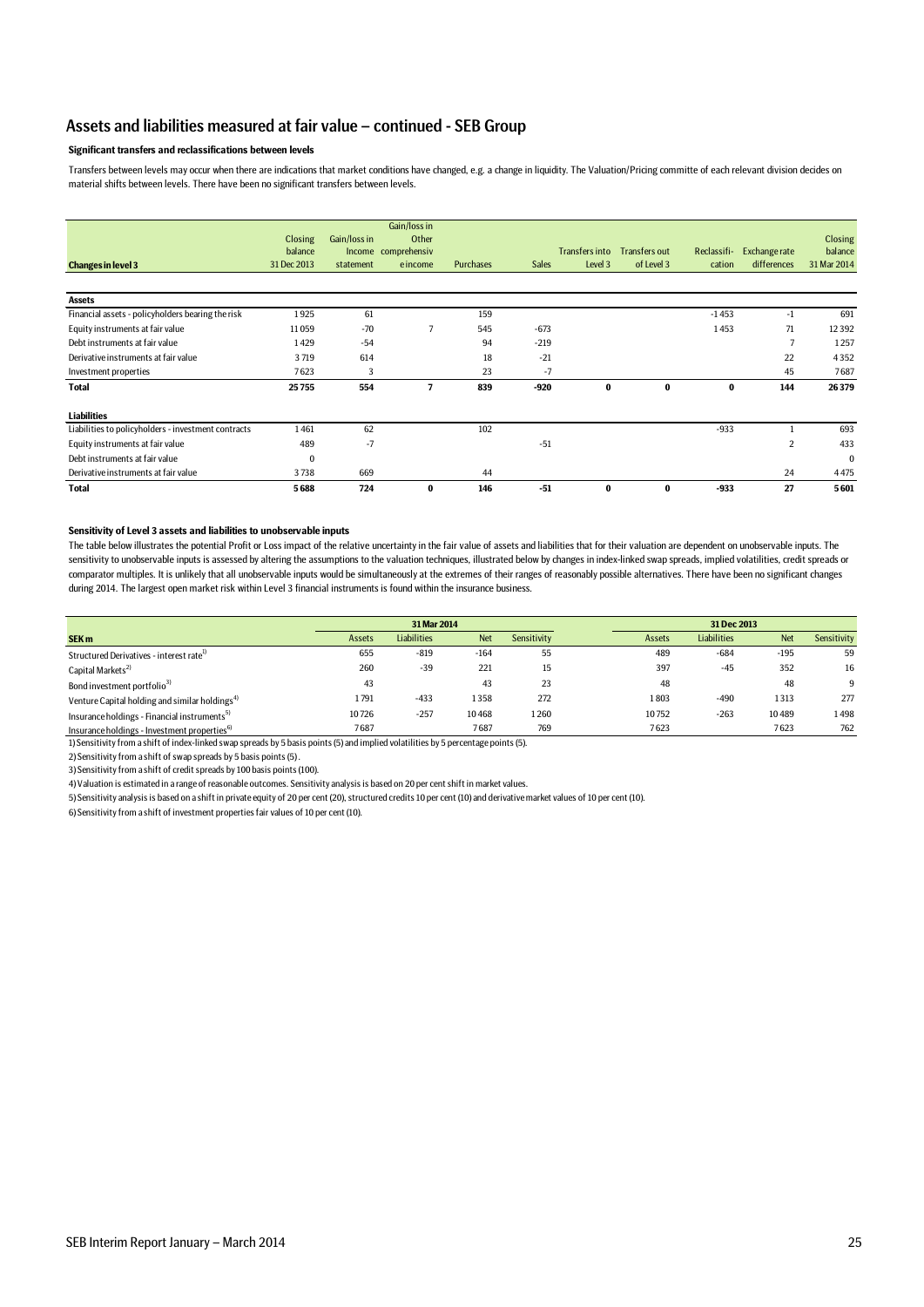## Assets and liabilities measured at fair value – continued - SEB Group

**Significant transfers and reclassifications between levels**

Transfers between levels may occur when there are indications that market conditions have changed, e.g. a change in liquidity. The Valuation/Pricing committe of each relevant division decides on material shifts between levels. There have been no significant transfers between levels.

| Changes in level 3 | Closing balance 31 Dec 2013 | Gain/loss in Income statement | Gain/loss in Other comprehensive income | Purchases | Sales | Transfers into Level 3 | Transfers out of Level 3 | Reclassification | Exchange rate differences | Closing balance 31 Mar 2014 |
|---|---|---|---|---|---|---|---|---|---|---|
| **Assets** | | | | | | | | | | |
| Financial assets - policyholders bearing the risk | 1925 | 61 | | 159 | | | | -1453 | -1 | 691 |
| Equity instruments at fair value | 11059 | -70 | 7 | 545 | -673 | | | 1453 | 71 | 12392 |
| Debt instruments at fair value | 1429 | -54 | | 94 | -219 | | | | 7 | 1257 |
| Derivative instruments at fair value | 3719 | 614 | | 18 | -21 | | | | 22 | 4352 |
| Investment properties | 7623 | 3 | | 23 | -7 | | | | 45 | 7687 |
| **Total** | **25755** | **554** | **7** | **839** | **-920** | **0** | **0** | **0** | **144** | **26379** |
| **Liabilities** | | | | | | | | | | |
| Liabilities to policyholders - investment contracts | 1461 | 62 | | 102 | | | | -933 | 1 | 693 |
| Equity instruments at fair value | 489 | -7 | | | -51 | | | | 2 | 433 |
| Debt instruments at fair value | 0 | | | | | | | | | 0 |
| Derivative instruments at fair value | 3738 | 669 | | 44 | | | | | 24 | 4475 |
| **Total** | **5688** | **724** | **0** | **146** | **-51** | **0** | **0** | **-933** | **27** | **5601** |

**Sensitivity of Level 3 assets and liabilities to unobservable inputs**

The table below illustrates the potential Profit or Loss impact of the relative uncertainty in the fair value of assets and liabilities that for their valuation are dependent on unobservable inputs. The sensitivity to unobservable inputs is assessed by altering the assumptions to the valuation techniques, illustrated below by changes in index-linked swap spreads, implied volatilities, credit spreads or comparator multiples. It is unlikely that all unobservable inputs would be simultaneously at the extremes of their ranges of reasonably possible alternatives. There have been no significant changes during 2014. The largest open market risk within Level 3 financial instruments is found within the insurance business.

| | 31 Mar 2014 | | | | 31 Dec 2013 | | | |
|---|---|---|---|---|---|---|---|---|
| **SEK m** | Assets | Liabilities | Net | Sensitivity | Assets | Liabilities | Net | Sensitivity |
| Structured Derivatives - interest rate[1] | 655 | -819 | -164 | 55 | 489 | -684 | -195 | 59 |
| Capital Markets[2] | 260 | -39 | 221 | 15 | 397 | -45 | 352 | 16 |
| Bond investment portfolio[3] | 43 | | 43 | 23 | 48 | | 48 | 9 |
| Venture Capital holding and similar holdings[4] | 1791 | -433 | 1358 | 272 | 1803 | -490 | 1313 | 277 |
| Insurance holdings - Financial instruments[5] | 10726 | -257 | 10468 | 1260 | 10752 | -263 | 10489 | 1498 |
| Insurance holdings - Investment properties[6] | 7687 | | 7687 | 769 | 7623 | | 7623 | 762 |

1) Sensitivity from a shift of index-linked swap spreads by 5 basis points (5) and implied volatilities by 5 percentage points (5).

2) Sensitivity from a shift of swap spreads by 5 basis points (5).

3) Sensitivity from a shift of credit spreads by 100 basis points (100).

4) Valuation is estimated in a range of reasonable outcomes. Sensitivity analysis is based on 20 per cent shift in market values.

5) Sensitivity analysis is based on a shift in private equity of 20 per cent (20), structured credits 10 per cent (10) and derivative market values of 10 per cent (10).

6) Sensitivity from a shift of investment properties fair values of 10 per cent (10).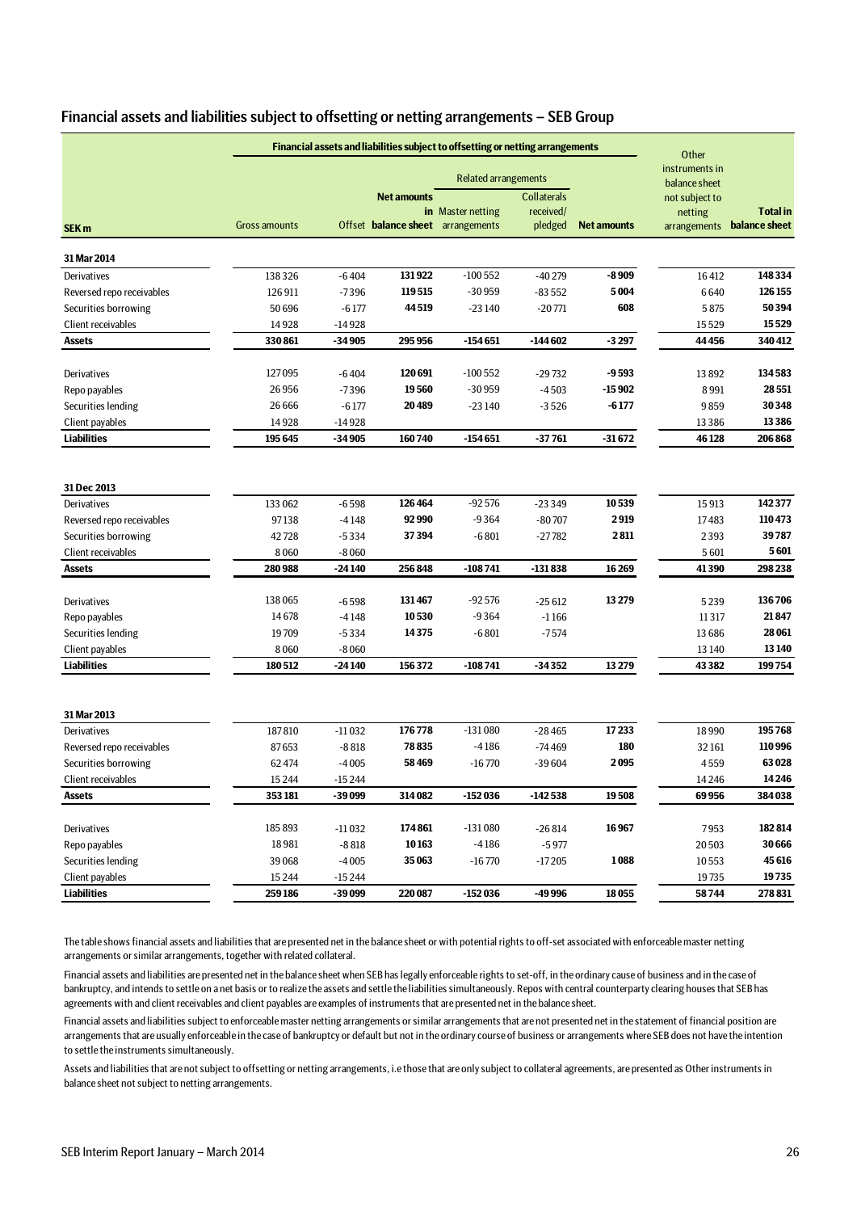## Financial assets and liabilities subject to offsetting or netting arrangements – SEB Group

| SEK m | Financial assets and liabilities subject to offsetting or netting arrangements | | | | | | Other instruments in balance sheet not subject to netting arrangements | Total in balance sheet |
|---|---|---|---|---|---|---|---|---|
| | | | | Related arrangements | | | | |
| | Gross amounts | Offset | Net amounts in balance sheet | Master netting arrangements | Collaterals received/ pledged | Net amounts | | |
| **31 Mar 2014** | | | | | | | | |
| Derivatives | 138 326 | -6 404 | **131 922** | -100 552 | -40 279 | **-8 909** | 16 412 | **148 334** |
| Reversed repo receivables | 126 911 | -7 396 | **119 515** | -30 959 | -83 552 | **5 004** | 6 640 | **126 155** |
| Securities borrowing | 50 696 | -6 177 | **44 519** | -23 140 | -20 771 | **608** | 5 875 | **50 394** |
| Client receivables | 14 928 | -14 928 | | | | | 15 529 | **15 529** |
| **Assets** | **330 861** | **-34 905** | **295 956** | **-154 651** | **-144 602** | **-3 297** | **44 456** | **340 412** |
| Derivatives | 127 095 | -6 404 | **120 691** | -100 552 | -29 732 | **-9 593** | 13 892 | **134 583** |
| Repo payables | 26 956 | -7 396 | **19 560** | -30 959 | -4 503 | **-15 902** | 8 991 | **28 551** |
| Securities lending | 26 666 | -6 177 | **20 489** | -23 140 | -3 526 | **-6 177** | 9 859 | **30 348** |
| Client payables | 14 928 | -14 928 | | | | | 13 386 | **13 386** |
| **Liabilities** | **195 645** | **-34 905** | **160 740** | **-154 651** | **-37 761** | **-31 672** | **46 128** | **206 868** |
| **31 Dec 2013** | | | | | | | | |
| Derivatives | 133 062 | -6 598 | **126 464** | -92 576 | -23 349 | **10 539** | 15 913 | **142 377** |
| Reversed repo receivables | 97 138 | -4 148 | **92 990** | -9 364 | -80 707 | **2 919** | 17 483 | **110 473** |
| Securities borrowing | 42 728 | -5 334 | **37 394** | -6 801 | -27 782 | **2 811** | 2 393 | **39 787** |
| Client receivables | 8 060 | -8 060 | | | | | 5 601 | **5 601** |
| **Assets** | **280 988** | **-24 140** | **256 848** | **-108 741** | **-131 838** | **16 269** | **41 390** | **298 238** |
| Derivatives | 138 065 | -6 598 | **131 467** | -92 576 | -25 612 | **13 279** | 5 239 | **136 706** |
| Repo payables | 14 678 | -4 148 | **10 530** | -9 364 | -1 166 | | 11 317 | **21 847** |
| Securities lending | 19 709 | -5 334 | **14 375** | -6 801 | -7 574 | | 13 686 | **28 061** |
| Client payables | 8 060 | -8 060 | | | | | 13 140 | **13 140** |
| **Liabilities** | **180 512** | **-24 140** | **156 372** | **-108 741** | **-34 352** | **13 279** | **43 382** | **199 754** |
| **31 Mar 2013** | | | | | | | | |
| Derivatives | 187 810 | -11 032 | **176 778** | -131 080 | -28 465 | **17 233** | 18 990 | **195 768** |
| Reversed repo receivables | 87 653 | -8 818 | **78 835** | -4 186 | -74 469 | **180** | 32 161 | **110 996** |
| Securities borrowing | 62 474 | -4 005 | **58 469** | -16 770 | -39 604 | **2 095** | 4 559 | **63 028** |
| Client receivables | 15 244 | -15 244 | | | | | 14 246 | **14 246** |
| **Assets** | **353 181** | **-39 099** | **314 082** | **-152 036** | **-142 538** | **19 508** | **69 956** | **384 038** |
| Derivatives | 185 893 | -11 032 | **174 861** | -131 080 | -26 814 | **16 967** | 7 953 | **182 814** |
| Repo payables | 18 981 | -8 818 | **10 163** | -4 186 | -5 977 | | 20 503 | **30 666** |
| Securities lending | 39 068 | -4 005 | **35 063** | -16 770 | -17 205 | **1 088** | 10 553 | **45 616** |
| Client payables | 15 244 | -15 244 | | | | | 19 735 | **19 735** |
| **Liabilities** | **259 186** | **-39 099** | **220 087** | **-152 036** | **-49 996** | **18 055** | **58 744** | **278 831** |

The table shows financial assets and liabilities that are presented net in the balance sheet or with potential rights to off-set associated with enforceable master netting arrangements or similar arrangements, together with related collateral.

Financial assets and liabilities are presented net in the balance sheet when SEB has legally enforceable rights to set-off, in the ordinary cause of business and in the case of bankruptcy, and intends to settle on a net basis or to realize the assets and settle the liabilities simultaneously. Repos with central counterparty clearing houses that SEB has agreements with and client receivables and client payables are examples of instruments that are presented net in the balance sheet.

Financial assets and liabilities subject to enforceable master netting arrangements or similar arrangements that are not presented net in the statement of financial position are arrangements that are usually enforceable in the case of bankruptcy or default but not in the ordinary course of business or arrangements where SEB does not have the intention to settle the instruments simultaneously.

Assets and liabilities that are not subject to offsetting or netting arrangements, i.e those that are only subject to collateral agreements, are presented as Other instruments in balance sheet not subject to netting arrangements.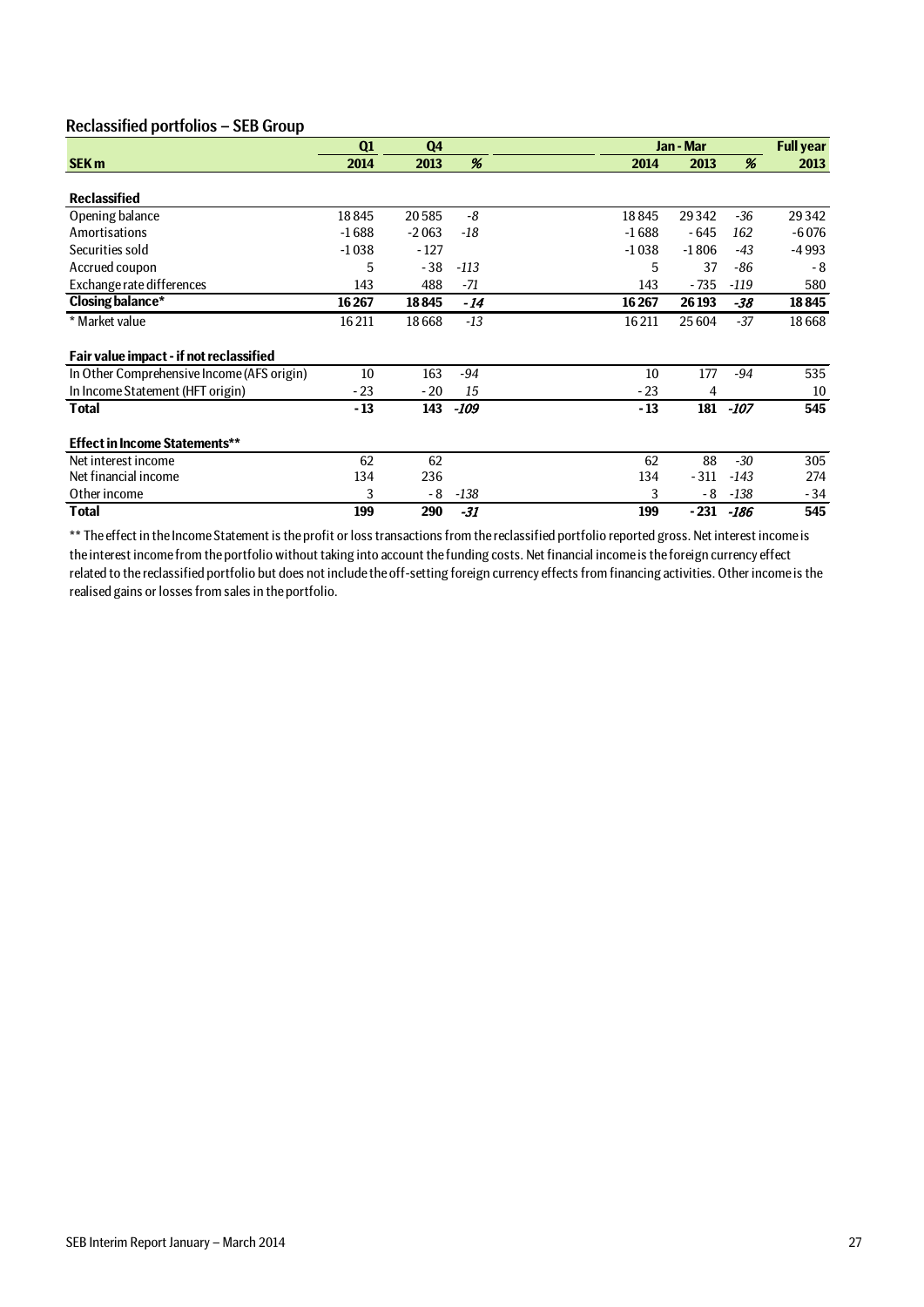## Reclassified portfolios – SEB Group

| SEK m | Q1 2014 | Q4 2013 | % | Jan - Mar 2014 | Jan - Mar 2013 | % | Full year 2013 |
|---|---|---|---|---|---|---|---|
| **Reclassified** | | | | | | | |
| Opening balance | 18 845 | 20 585 | -8 | 18 845 | 29 342 | -36 | 29 342 |
| Amortisations | -1 688 | -2 063 | -18 | -1 688 | - 645 | 162 | -6 076 |
| Securities sold | -1 038 | - 127 | | -1 038 | -1 806 | -43 | -4 993 |
| Accrued coupon | 5 | - 38 | -113 | 5 | 37 | -86 | - 8 |
| Exchange rate differences | 143 | 488 | -71 | 143 | - 735 | -119 | 580 |
| **Closing balance*** | **16 267** | **18 845** | ***-14*** | **16 267** | **26 193** | ***-38*** | **18 845** |
| * Market value | 16 211 | 18 668 | -13 | 16 211 | 25 604 | -37 | 18 668 |
| **Fair value impact - if not reclassified** | | | | | | | |
| In Other Comprehensive Income (AFS origin) | 10 | 163 | -94 | 10 | 177 | -94 | 535 |
| In Income Statement (HFT origin) | - 23 | - 20 | 15 | - 23 | 4 | | 10 |
| **Total** | **- 13** | **143** | ***-109*** | **- 13** | **181** | ***-107*** | **545** |
| **Effect in Income Statements**** | | | | | | | |
| Net interest income | 62 | 62 | | 62 | 88 | -30 | 305 |
| Net financial income | 134 | 236 | | 134 | - 311 | -143 | 274 |
| Other income | 3 | - 8 | -138 | 3 | - 8 | -138 | - 34 |
| **Total** | **199** | **290** | ***-31*** | **199** | **- 231** | ***-186*** | **545** |

** The effect in the Income Statement is the profit or loss transactions from the reclassified portfolio reported gross. Net interest income is the interest income from the portfolio without taking into account the funding costs. Net financial income is the foreign currency effect related to the reclassified portfolio but does not include the off-setting foreign currency effects from financing activities. Other income is the realised gains or losses from sales in the portfolio.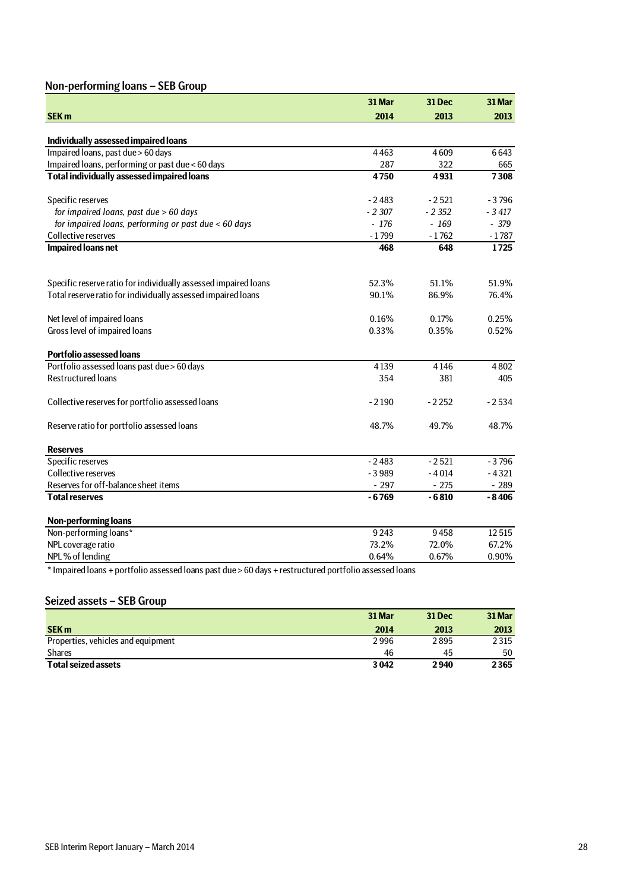## Non-performing loans – SEB Group

| SEK m | 31 Mar 2014 | 31 Dec 2013 | 31 Mar 2013 |
|---|---|---|---|
| **Individually assessed impaired loans** | | | |
| Impaired loans, past due > 60 days | 4 463 | 4 609 | 6 643 |
| Impaired loans, performing or past due < 60 days | 287 | 322 | 665 |
| **Total individually assessed impaired loans** | **4 750** | **4 931** | **7 308** |
| | | | |
| Specific reserves | -2 483 | -2 521 | -3 796 |
| *for impaired loans, past due > 60 days* | *-2 307* | *-2 352* | *-3 417* |
| *for impaired loans, performing or past due < 60 days* | *-176* | *-169* | *-379* |
| Collective reserves | -1 799 | -1 762 | -1 787 |
| **Impaired loans net** | **468** | **648** | **1 725** |
| | | | |
| Specific reserve ratio for individually assessed impaired loans | 52.3% | 51.1% | 51.9% |
| Total reserve ratio for individually assessed impaired loans | 90.1% | 86.9% | 76.4% |
| | | | |
| Net level of impaired loans | 0.16% | 0.17% | 0.25% |
| Gross level of impaired loans | 0.33% | 0.35% | 0.52% |
| | | | |
| **Portfolio assessed loans** | | | |
| Portfolio assessed loans past due > 60 days | 4 139 | 4 146 | 4 802 |
| Restructured loans | 354 | 381 | 405 |
| | | | |
| Collective reserves for portfolio assessed loans | -2 190 | -2 252 | -2 534 |
| | | | |
| Reserve ratio for portfolio assessed loans | 48.7% | 49.7% | 48.7% |
| | | | |
| **Reserves** | | | |
| Specific reserves | -2 483 | -2 521 | -3 796 |
| Collective reserves | -3 989 | -4 014 | -4 321 |
| Reserves for off-balance sheet items | -297 | -275 | -289 |
| **Total reserves** | **-6 769** | **-6 810** | **-8 406** |
| | | | |
| **Non-performing loans** | | | |
| Non-performing loans* | 9 243 | 9 458 | 12 515 |
| NPL coverage ratio | 73.2% | 72.0% | 67.2% |
| NPL % of lending | 0.64% | 0.67% | 0.90% |

* Impaired loans + portfolio assessed loans past due > 60 days + restructured portfolio assessed loans

## Seized assets – SEB Group

| SEK m | 31 Mar 2014 | 31 Dec 2013 | 31 Mar 2013 |
|---|---|---|---|
| Properties, vehicles and equipment | 2 996 | 2 895 | 2 315 |
| Shares | 46 | 45 | 50 |
| **Total seized assets** | **3 042** | **2 940** | **2 365** |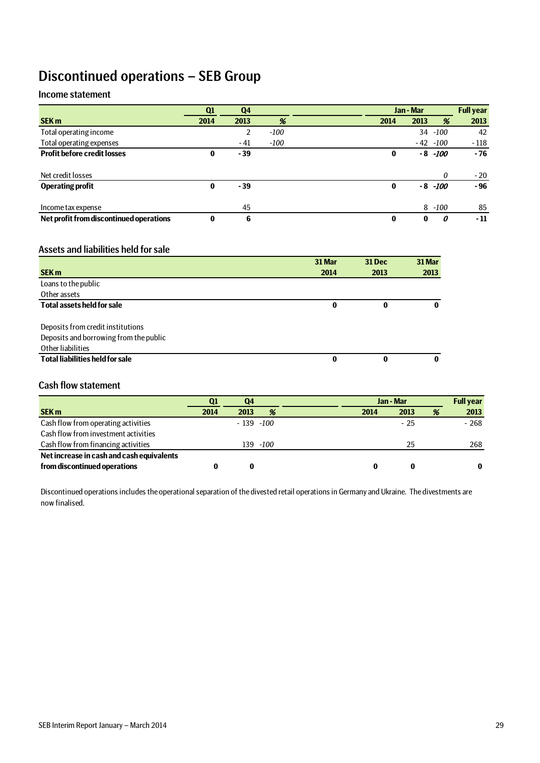# Discontinued operations – SEB Group

## Income statement

| SEK m | Q1 2014 | Q4 2013 | % | Jan - Mar 2014 | Jan - Mar 2013 | % | Full year 2013 |
|---|---|---|---|---|---|---|---|
| Total operating income | | 2 | *-100* | | 34 | *-100* | 42 |
| Total operating expenses | | - 41 | *-100* | | - 42 | *-100* | - 118 |
| **Profit before credit losses** | **0** | **- 39** | | **0** | **- 8** | ***-100*** | **- 76** |
| | | | | | | | |
| Net credit losses | | | | | | *0* | - 20 |
| **Operating profit** | **0** | **- 39** | | **0** | **- 8** | ***-100*** | **- 96** |
| | | | | | | | |
| Income tax expense | | 45 | | | 8 | *-100* | 85 |
| **Net profit from discontinued operations** | **0** | **6** | | **0** | **0** | ***0*** | **- 11** |

## Assets and liabilities held for sale

| SEK m | 31 Mar 2014 | 31 Dec 2013 | 31 Mar 2013 |
|---|---|---|---|
| Loans to the public | | | |
| Other assets | | | |
| **Total assets held for sale** | **0** | **0** | **0** |
| | | | |
| Deposits from credit institutions | | | |
| Deposits and borrowing from the public | | | |
| Other liabilities | | | |
| **Total liabilities held for sale** | **0** | **0** | **0** |

## Cash flow statement

| SEK m | Q1 2014 | Q4 2013 | % | Jan - Mar 2014 | Jan - Mar 2013 | % | Full year 2013 |
|---|---|---|---|---|---|---|---|
| Cash flow from operating activities | | - 139 | *-100* | | - 25 | | - 268 |
| Cash flow from investment activities | | | | | | | |
| Cash flow from financing activities | | 139 | *-100* | | 25 | | 268 |
| **Net increase in cash and cash equivalents from discontinued operations** | **0** | **0** | | **0** | **0** | | **0** |

Discontinued operations includes the operational separation of the divested retail operations in Germany and Ukraine. The divestments are now finalised.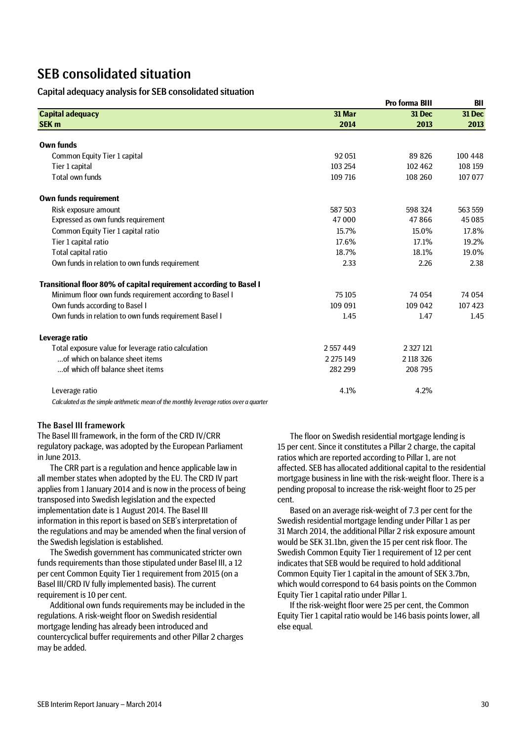# SEB consolidated situation

## Capital adequacy analysis for SEB consolidated situation

| Capital adequacy SEK m | 31 Mar 2014 | Pro forma BIII 31 Dec 2013 | BII 31 Dec 2013 |
|---|---|---|---|
| **Own funds** | | | |
| Common Equity Tier 1 capital | 92 051 | 89 826 | 100 448 |
| Tier 1 capital | 103 254 | 102 462 | 108 159 |
| Total own funds | 109 716 | 108 260 | 107 077 |
| **Own funds requirement** | | | |
| Risk exposure amount | 587 503 | 598 324 | 563 559 |
| Expressed as own funds requirement | 47 000 | 47 866 | 45 085 |
| Common Equity Tier 1 capital ratio | 15.7% | 15.0% | 17.8% |
| Tier 1 capital ratio | 17.6% | 17.1% | 19.2% |
| Total capital ratio | 18.7% | 18.1% | 19.0% |
| Own funds in relation to own funds requirement | 2.33 | 2.26 | 2.38 |
| **Transitional floor 80% of capital requirement according to Basel I** | | | |
| Minimum floor own funds requirement according to Basel I | 75 105 | 74 054 | 74 054 |
| Own funds according to Basel I | 109 091 | 109 042 | 107 423 |
| Own funds in relation to own funds requirement Basel I | 1.45 | 1.47 | 1.45 |
| **Leverage ratio** | | | |
| Total exposure value for leverage ratio calculation | 2 557 449 | 2 327 121 | |
| ...of which on balance sheet items | 2 275 149 | 2 118 326 | |
| ...of which off balance sheet items | 282 299 | 208 795 | |
| Leverage ratio | 4.1% | 4.2% | |

*Calculated as the simple arithmetic mean of the monthly leverage ratios over a quarter*

### The Basel III framework

The Basel III framework, in the form of the CRD IV/CRR regulatory package, was adopted by the European Parliament in June 2013.

The CRR part is a regulation and hence applicable law in all member states when adopted by the EU. The CRD IV part applies from 1 January 2014 and is now in the process of being transposed into Swedish legislation and the expected implementation date is 1 August 2014. The Basel III information in this report is based on SEB's interpretation of the regulations and may be amended when the final version of the Swedish legislation is established.

The Swedish government has communicated stricter own funds requirements than those stipulated under Basel III, a 12 per cent Common Equity Tier 1 requirement from 2015 (on a Basel III/CRD IV fully implemented basis). The current requirement is 10 per cent.

Additional own funds requirements may be included in the regulations. A risk-weight floor on Swedish residential mortgage lending has already been introduced and countercyclical buffer requirements and other Pillar 2 charges may be added.

The floor on Swedish residential mortgage lending is 15 per cent. Since it constitutes a Pillar 2 charge, the capital ratios which are reported according to Pillar 1, are not affected. SEB has allocated additional capital to the residential mortgage business in line with the risk-weight floor. There is a pending proposal to increase the risk-weight floor to 25 per cent.

Based on an average risk-weight of 7.3 per cent for the Swedish residential mortgage lending under Pillar 1 as per 31 March 2014, the additional Pillar 2 risk exposure amount would be SEK 31.1bn, given the 15 per cent risk floor. The Swedish Common Equity Tier 1 requirement of 12 per cent indicates that SEB would be required to hold additional Common Equity Tier 1 capital in the amount of SEK 3.7bn, which would correspond to 64 basis points on the Common Equity Tier 1 capital ratio under Pillar 1.

If the risk-weight floor were 25 per cent, the Common Equity Tier 1 capital ratio would be 146 basis points lower, all else equal.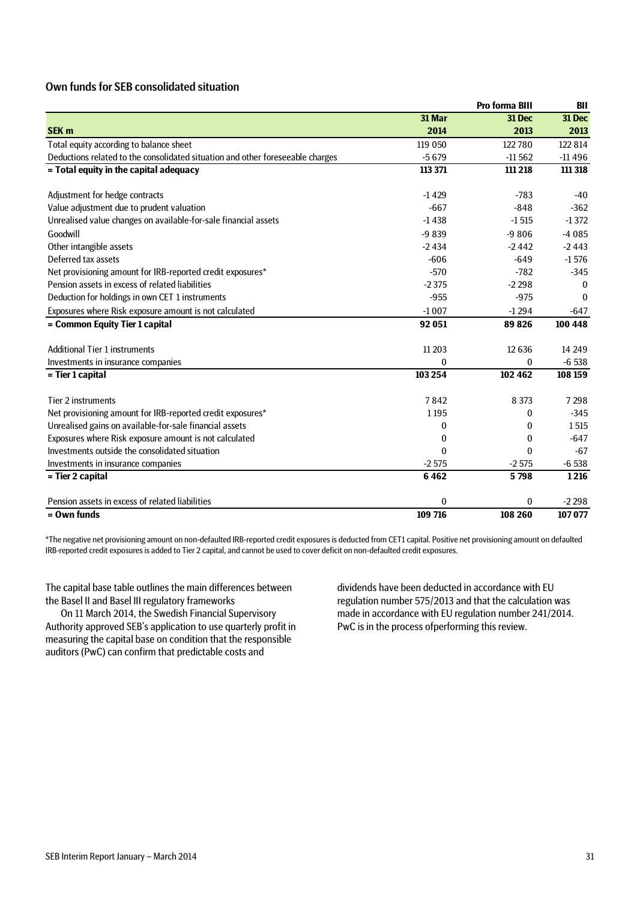## Own funds for SEB consolidated situation

| | | Pro forma BIII | BII |
|---|---|---|---|
| **SEK m** | **31 Mar 2014** | **31 Dec 2013** | **31 Dec 2013** |
| Total equity according to balance sheet | 119 050 | 122 780 | 122 814 |
| Deductions related to the consolidated situation and other foreseeable charges | -5 679 | -11 562 | -11 496 |
| **= Total equity in the capital adequacy** | **113 371** | **111 218** | **111 318** |
| | | | |
| Adjustment for hedge contracts | -1 429 | -783 | -40 |
| Value adjustment due to prudent valuation | -667 | -848 | -362 |
| Unrealised value changes on available-for-sale financial assets | -1 438 | -1 515 | -1 372 |
| Goodwill | -9 839 | -9 806 | -4 085 |
| Other intangible assets | -2 434 | -2 442 | -2 443 |
| Deferred tax assets | -606 | -649 | -1 576 |
| Net provisioning amount for IRB-reported credit exposures* | -570 | -782 | -345 |
| Pension assets in excess of related liabilities | -2 375 | -2 298 | 0 |
| Deduction for holdings in own CET 1 instruments | -955 | -975 | 0 |
| Exposures where Risk exposure amount is not calculated | -1 007 | -1 294 | -647 |
| **= Common Equity Tier 1 capital** | **92 051** | **89 826** | **100 448** |
| | | | |
| Additional Tier 1 instruments | 11 203 | 12 636 | 14 249 |
| Investments in insurance companies | 0 | 0 | -6 538 |
| **= Tier 1 capital** | **103 254** | **102 462** | **108 159** |
| | | | |
| Tier 2 instruments | 7 842 | 8 373 | 7 298 |
| Net provisioning amount for IRB-reported credit exposures* | 1 195 | 0 | -345 |
| Unrealised gains on available-for-sale financial assets | 0 | 0 | 1 515 |
| Exposures where Risk exposure amount is not calculated | 0 | 0 | -647 |
| Investments outside the consolidated situation | 0 | 0 | -67 |
| Investments in insurance companies | -2 575 | -2 575 | -6 538 |
| **= Tier 2 capital** | **6 462** | **5 798** | **1 216** |
| | | | |
| Pension assets in excess of related liabilities | 0 | 0 | -2 298 |
| **= Own funds** | **109 716** | **108 260** | **107 077** |

*The negative net provisioning amount on non-defaulted IRB-reported credit exposures is deducted from CET1 capital. Positive net provisioning amount on defaulted IRB-reported credit exposures is added to Tier 2 capital, and cannot be used to cover deficit on non-defaulted credit exposures.

The capital base table outlines the main differences between the Basel II and Basel III regulatory frameworks

On 11 March 2014, the Swedish Financial Supervisory Authority approved SEB's application to use quarterly profit in measuring the capital base on condition that the responsible auditors (PwC) can confirm that predictable costs and dividends have been deducted in accordance with EU regulation number 575/2013 and that the calculation was made in accordance with EU regulation number 241/2014. PwC is in the process ofperforming this review.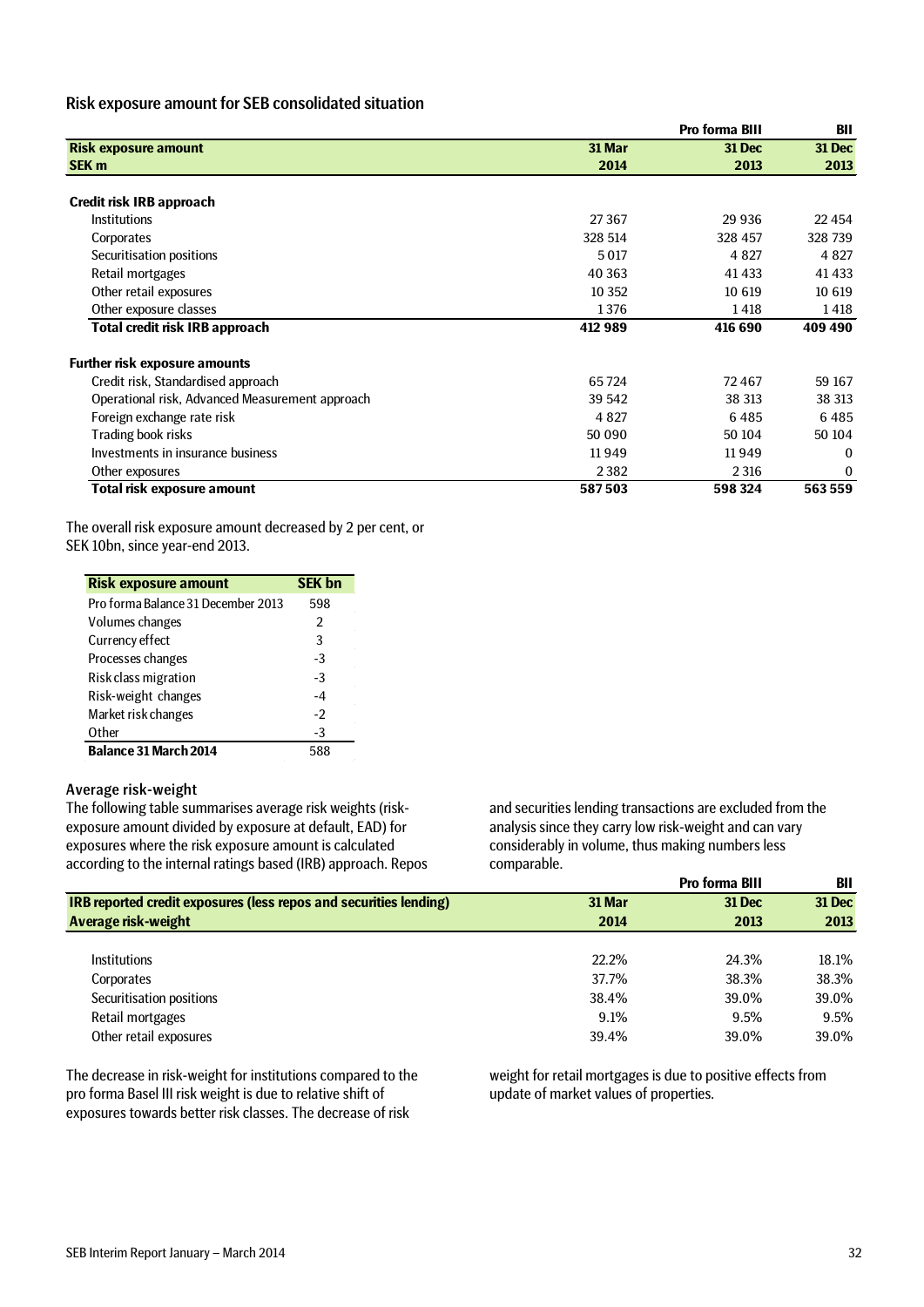## Risk exposure amount for SEB consolidated situation

| Risk exposure amount SEK m | 31 Mar 2014 | Pro forma BIII 31 Dec 2013 | BII 31 Dec 2013 |
|---|---|---|---|
| **Credit risk IRB approach** | | | |
| Institutions | 27 367 | 29 936 | 22 454 |
| Corporates | 328 514 | 328 457 | 328 739 |
| Securitisation positions | 5 017 | 4 827 | 4 827 |
| Retail mortgages | 40 363 | 41 433 | 41 433 |
| Other retail exposures | 10 352 | 10 619 | 10 619 |
| Other exposure classes | 1 376 | 1 418 | 1 418 |
| **Total credit risk IRB approach** | **412 989** | **416 690** | **409 490** |
| **Further risk exposure amounts** | | | |
| Credit risk, Standardised approach | 65 724 | 72 467 | 59 167 |
| Operational risk, Advanced Measurement approach | 39 542 | 38 313 | 38 313 |
| Foreign exchange rate risk | 4 827 | 6 485 | 6 485 |
| Trading book risks | 50 090 | 50 104 | 50 104 |
| Investments in insurance business | 11 949 | 11 949 | 0 |
| Other exposures | 2 382 | 2 316 | 0 |
| **Total risk exposure amount** | **587 503** | **598 324** | **563 559** |

The overall risk exposure amount decreased by 2 per cent, or SEK 10bn, since year-end 2013.

| Risk exposure amount | SEK bn |
|---|---|
| Pro forma Balance 31 December 2013 | 598 |
| Volumes changes | 2 |
| Currency effect | 3 |
| Processes changes | -3 |
| Risk class migration | -3 |
| Risk-weight changes | -4 |
| Market risk changes | -2 |
| Other | -3 |
| **Balance 31 March 2014** | 588 |

### Average risk-weight

The following table summarises average risk weights (risk-exposure amount divided by exposure at default, EAD) for exposures where the risk exposure amount is calculated according to the internal ratings based (IRB) approach. Repos and securities lending transactions are excluded from the analysis since they carry low risk-weight and can vary considerably in volume, thus making numbers less comparable.

| IRB reported credit exposures (less repos and securities lending) Average risk-weight | 31 Mar 2014 | Pro forma BIII 31 Dec 2013 | BII 31 Dec 2013 |
|---|---|---|---|
| Institutions | 22.2% | 24.3% | 18.1% |
| Corporates | 37.7% | 38.3% | 38.3% |
| Securitisation positions | 38.4% | 39.0% | 39.0% |
| Retail mortgages | 9.1% | 9.5% | 9.5% |
| Other retail exposures | 39.4% | 39.0% | 39.0% |

The decrease in risk-weight for institutions compared to the pro forma Basel III risk weight is due to relative shift of exposures towards better risk classes. The decrease of risk weight for retail mortgages is due to positive effects from update of market values of properties.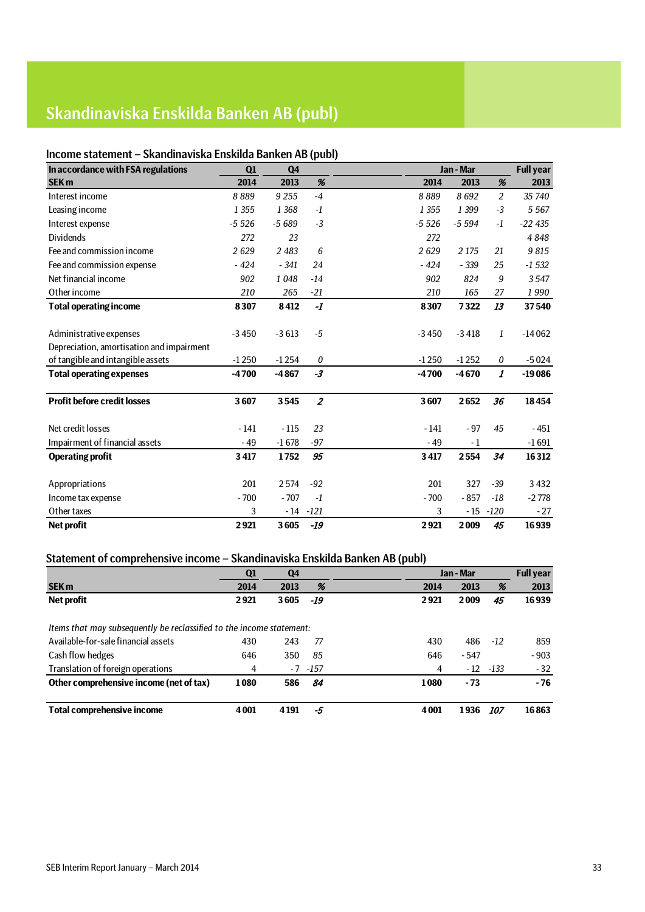# Skandinaviska Enskilda Banken AB (publ)

## Income statement – Skandinaviska Enskilda Banken AB (publ)

| In accordance with FSA regulations | Q1 | Q4 | | Jan - Mar | | | Full year |
|---|---|---|---|---|---|---|---|
| **SEK m** | **2014** | **2013** | *%* | **2014** | **2013** | *%* | **2013** |
| Interest income | *8 889* | *9 255* | *-4* | *8 889* | *8 692* | *2* | *35 740* |
| Leasing income | *1 355* | *1 368* | *-1* | *1 355* | *1 399* | *-3* | *5 567* |
| Interest expense | *-5 526* | *-5 689* | *-3* | *-5 526* | *-5 594* | *-1* | *-22 435* |
| Dividends | *272* | *23* | | *272* | | | *4 848* |
| Fee and commission income | *2 629* | *2 483* | *6* | *2 629* | *2 175* | *21* | *9 815* |
| Fee and commission expense | *- 424* | *- 341* | *24* | *- 424* | *- 339* | *25* | *-1 532* |
| Net financial income | *902* | *1 048* | *-14* | *902* | *824* | *9* | *3 547* |
| Other income | *210* | *265* | *-21* | *210* | *165* | *27* | *1 990* |
| **Total operating income** | **8 307** | **8 412** | ***-1*** | **8 307** | **7 322** | ***13*** | **37 540** |
| | | | | | | | |
| Administrative expenses | -3 450 | -3 613 | *-5* | -3 450 | -3 418 | *1* | -14 062 |
| Depreciation, amortisation and impairment of tangible and intangible assets | -1 250 | -1 254 | *0* | -1 250 | -1 252 | *0* | -5 024 |
| **Total operating expenses** | **-4 700** | **-4 867** | ***-3*** | **-4 700** | **-4 670** | ***1*** | **-19 086** |
| | | | | | | | |
| **Profit before credit losses** | **3 607** | **3 545** | ***2*** | **3 607** | **2 652** | ***36*** | **18 454** |
| | | | | | | | |
| Net credit losses | - 141 | - 115 | *23* | - 141 | - 97 | *45* | - 451 |
| Impairment of financial assets | - 49 | -1 678 | *-97* | - 49 | - 1 | | -1 691 |
| **Operating profit** | **3 417** | **1 752** | ***95*** | **3 417** | **2 554** | ***34*** | **16 312** |
| | | | | | | | |
| Appropriations | 201 | 2 574 | *-92* | 201 | 327 | *-39* | 3 432 |
| Income tax expense | - 700 | - 707 | *-1* | - 700 | - 857 | *-18* | -2 778 |
| Other taxes | 3 | - 14 | *-121* | 3 | - 15 | *-120* | - 27 |
| **Net profit** | **2 921** | **3 605** | ***-19*** | **2 921** | **2 009** | ***45*** | **16 939** |

## Statement of comprehensive income – Skandinaviska Enskilda Banken AB (publ)

| | Q1 | Q4 | | Jan - Mar | | | Full year |
|---|---|---|---|---|---|---|---|
| **SEK m** | **2014** | **2013** | *%* | **2014** | **2013** | *%* | **2013** |
| **Net profit** | **2 921** | **3 605** | ***-19*** | **2 921** | **2 009** | ***45*** | **16 939** |
| | | | | | | | |
| *Items that may subsequently be reclassified to the income statement:* | | | | | | | |
| Available-for-sale financial assets | 430 | 243 | *77* | 430 | 486 | *-12* | 859 |
| Cash flow hedges | 646 | 350 | *85* | 646 | - 547 | | - 903 |
| Translation of foreign operations | 4 | - 7 | *-157* | 4 | - 12 | *-133* | - 32 |
| **Other comprehensive income (net of tax)** | **1 080** | **586** | ***84*** | **1 080** | **- 73** | | **- 76** |
| | | | | | | | |
| **Total comprehensive income** | **4 001** | **4 191** | ***-5*** | **4 001** | **1 936** | ***107*** | **16 863** |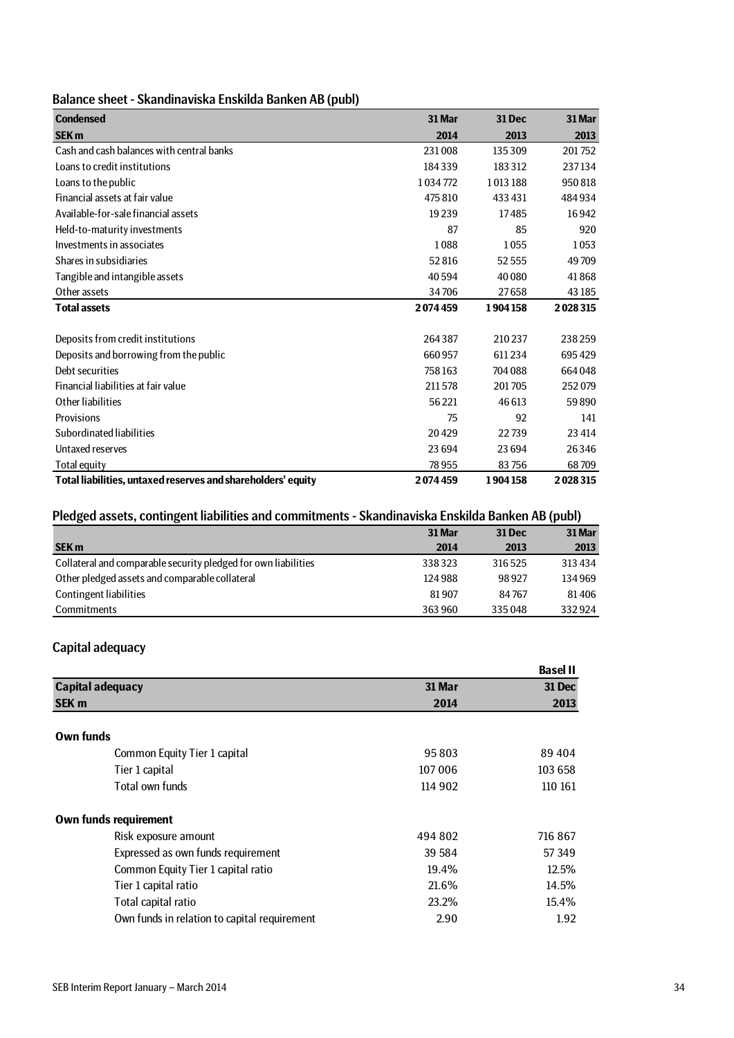## Balance sheet - Skandinaviska Enskilda Banken AB (publ)

| Condensed<br>SEK m | 31 Mar<br>2014 | 31 Dec<br>2013 | 31 Mar<br>2013 |
|---|---|---|---|
| Cash and cash balances with central banks | 231 008 | 135 309 | 201 752 |
| Loans to credit institutions | 184 339 | 183 312 | 237 134 |
| Loans to the public | 1 034 772 | 1 013 188 | 950 818 |
| Financial assets at fair value | 475 810 | 433 431 | 484 934 |
| Available-for-sale financial assets | 19 239 | 17 485 | 16 942 |
| Held-to-maturity investments | 87 | 85 | 920 |
| Investments in associates | 1 088 | 1 055 | 1 053 |
| Shares in subsidiaries | 52 816 | 52 555 | 49 709 |
| Tangible and intangible assets | 40 594 | 40 080 | 41 868 |
| Other assets | 34 706 | 27 658 | 43 185 |
| **Total assets** | **2 074 459** | **1 904 158** | **2 028 315** |
| | | | |
| Deposits from credit institutions | 264 387 | 210 237 | 238 259 |
| Deposits and borrowing from the public | 660 957 | 611 234 | 695 429 |
| Debt securities | 758 163 | 704 088 | 664 048 |
| Financial liabilities at fair value | 211 578 | 201 705 | 252 079 |
| Other liabilities | 56 221 | 46 613 | 59 890 |
| Provisions | 75 | 92 | 141 |
| Subordinated liabilities | 20 429 | 22 739 | 23 414 |
| Untaxed reserves | 23 694 | 23 694 | 26 346 |
| Total equity | 78 955 | 83 756 | 68 709 |
| **Total liabilities, untaxed reserves and shareholders' equity** | **2 074 459** | **1 904 158** | **2 028 315** |

## Pledged assets, contingent liabilities and commitments - Skandinaviska Enskilda Banken AB (publ)

| SEK m | 31 Mar<br>2014 | 31 Dec<br>2013 | 31 Mar<br>2013 |
|---|---|---|---|
| Collateral and comparable security pledged for own liabilities | 338 323 | 316 525 | 313 434 |
| Other pledged assets and comparable collateral | 124 988 | 98 927 | 134 969 |
| Contingent liabilities | 81 907 | 84 767 | 81 406 |
| Commitments | 363 960 | 335 048 | 332 924 |

## Capital adequacy

| | | Basel II |
|---|---|---|
| **Capital adequacy**<br>**SEK m** | **31 Mar**<br>**2014** | **31 Dec**<br>**2013** |
| **Own funds** | | |
| Common Equity Tier 1 capital | 95 803 | 89 404 |
| Tier 1 capital | 107 006 | 103 658 |
| Total own funds | 114 902 | 110 161 |
| **Own funds requirement** | | |
| Risk exposure amount | 494 802 | 716 867 |
| Expressed as own funds requirement | 39 584 | 57 349 |
| Common Equity Tier 1 capital ratio | 19.4% | 12.5% |
| Tier 1 capital ratio | 21.6% | 14.5% |
| Total capital ratio | 23.2% | 15.4% |
| Own funds in relation to capital requirement | 2.90 | 1.92 |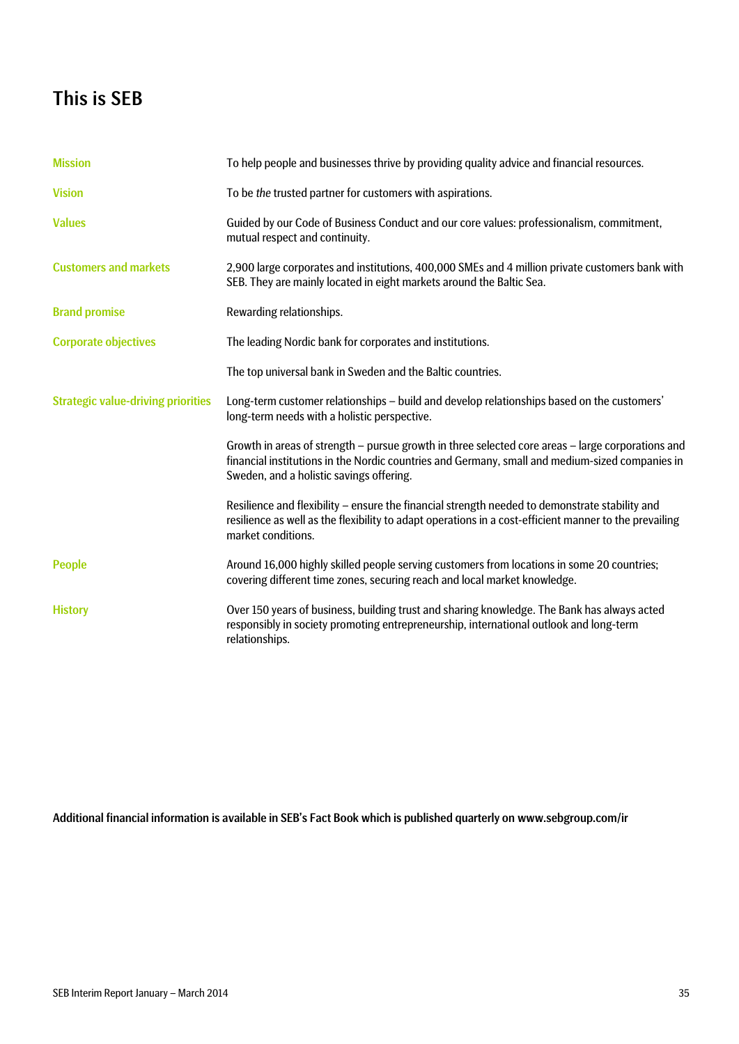# This is SEB

| | |
|---|---|
| **Mission** | To help people and businesses thrive by providing quality advice and financial resources. |
| **Vision** | To be *the* trusted partner for customers with aspirations. |
| **Values** | Guided by our Code of Business Conduct and our core values: professionalism, commitment, mutual respect and continuity. |
| **Customers and markets** | 2,900 large corporates and institutions, 400,000 SMEs and 4 million private customers bank with SEB. They are mainly located in eight markets around the Baltic Sea. |
| **Brand promise** | Rewarding relationships. |
| **Corporate objectives** | The leading Nordic bank for corporates and institutions. |
| | The top universal bank in Sweden and the Baltic countries. |
| **Strategic value-driving priorities** | Long-term customer relationships – build and develop relationships based on the customers' long-term needs with a holistic perspective. |
| | Growth in areas of strength – pursue growth in three selected core areas – large corporations and financial institutions in the Nordic countries and Germany, small and medium-sized companies in Sweden, and a holistic savings offering. |
| | Resilience and flexibility – ensure the financial strength needed to demonstrate stability and resilience as well as the flexibility to adapt operations in a cost-efficient manner to the prevailing market conditions. |
| **People** | Around 16,000 highly skilled people serving customers from locations in some 20 countries; covering different time zones, securing reach and local market knowledge. |
| **History** | Over 150 years of business, building trust and sharing knowledge. The Bank has always acted responsibly in society promoting entrepreneurship, international outlook and long-term relationships. |

**Additional financial information is available in SEB's Fact Book which is published quarterly on www.sebgroup.com/ir**